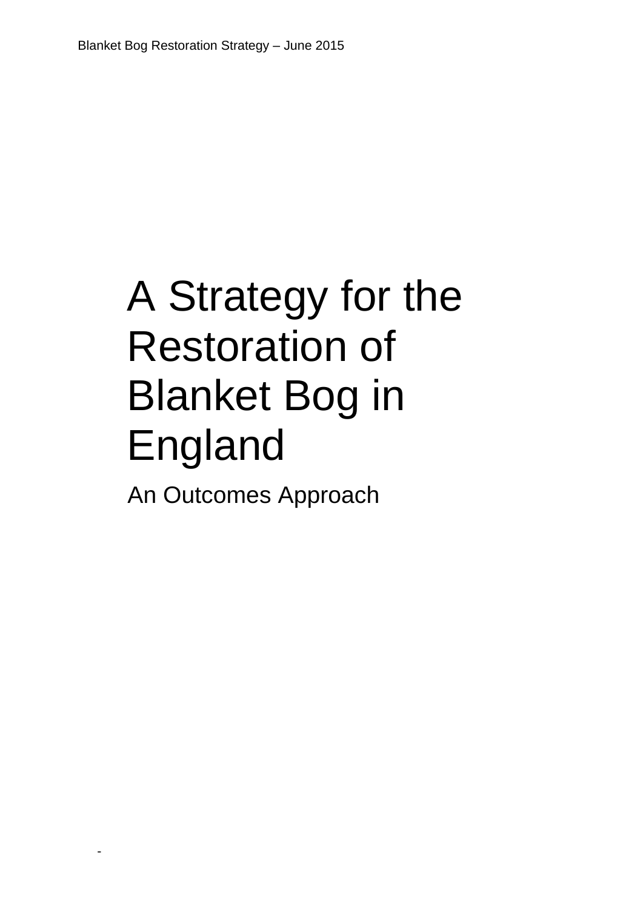# A Strategy for the Restoration of Blanket Bog in England

## An Outcomes Approach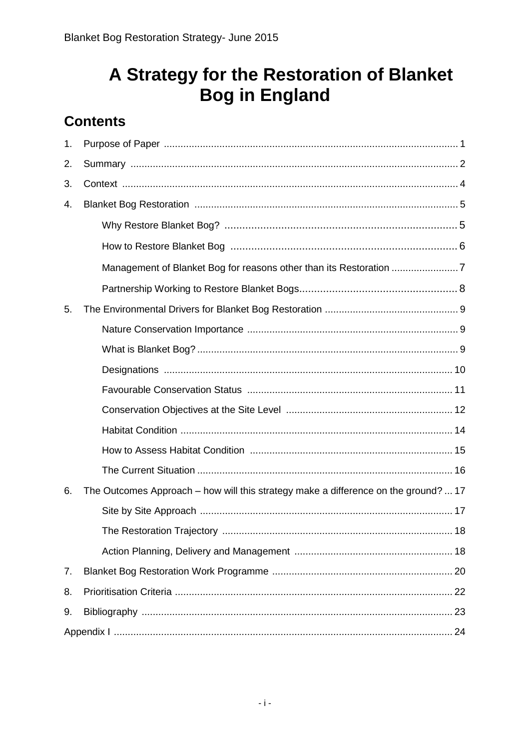# A Strategy for the Restoration of Blanket Bog in England

## Contents

1. Purpose of Paper ........ 1
2. Summary ........ 2
3. Context ........ 4
4. Blanket Bog Restoration ........ 5
   - Why Restore Blanket Bog? ........ 5
   - How to Restore Blanket Bog ........ 6
   - Management of Blanket Bog for reasons other than its Restoration ........ 7
   - Partnership Working to Restore Blanket Bogs ........ 8
5. The Environmental Drivers for Blanket Bog Restoration ........ 9
   - Nature Conservation Importance ........ 9
   - What is Blanket Bog? ........ 9
   - Designations ........ 10
   - Favourable Conservation Status ........ 11
   - Conservation Objectives at the Site Level ........ 12
   - Habitat Condition ........ 14
   - How to Assess Habitat Condition ........ 15
   - The Current Situation ........ 16
6. The Outcomes Approach – how will this strategy make a difference on the ground? ... 17
   - Site by Site Approach ........ 17
   - The Restoration Trajectory ........ 18
   - Action Planning, Delivery and Management ........ 18
7. Blanket Bog Restoration Work Programme ........ 20
8. Prioritisation Criteria ........ 22
9. Bibliography ........ 23

Appendix I ........ 24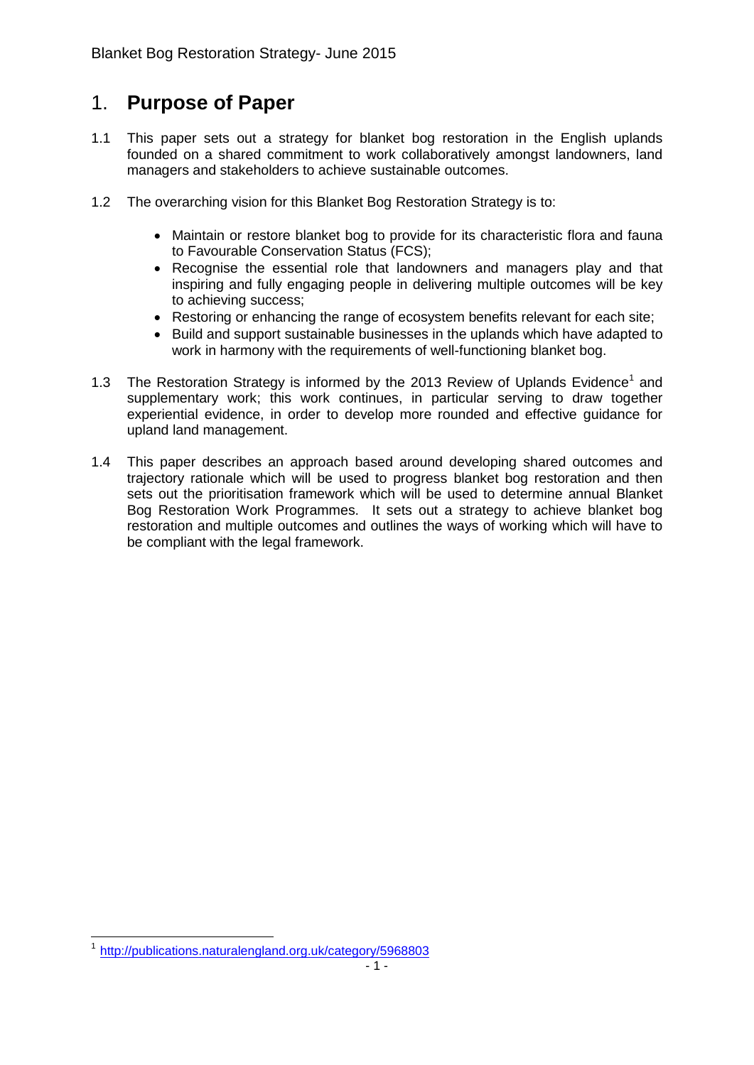# 1. **Purpose of Paper**

1.1 This paper sets out a strategy for blanket bog restoration in the English uplands founded on a shared commitment to work collaboratively amongst landowners, land managers and stakeholders to achieve sustainable outcomes.

1.2 The overarching vision for this Blanket Bog Restoration Strategy is to:

- Maintain or restore blanket bog to provide for its characteristic flora and fauna to Favourable Conservation Status (FCS);
- Recognise the essential role that landowners and managers play and that inspiring and fully engaging people in delivering multiple outcomes will be key to achieving success;
- Restoring or enhancing the range of ecosystem benefits relevant for each site;
- Build and support sustainable businesses in the uplands which have adapted to work in harmony with the requirements of well-functioning blanket bog.

1.3 The Restoration Strategy is informed by the 2013 Review of Uplands Evidence[1] and supplementary work; this work continues, in particular serving to draw together experiential evidence, in order to develop more rounded and effective guidance for upland land management.

1.4 This paper describes an approach based around developing shared outcomes and trajectory rationale which will be used to progress blanket bog restoration and then sets out the prioritisation framework which will be used to determine annual Blanket Bog Restoration Work Programmes. It sets out a strategy to achieve blanket bog restoration and multiple outcomes and outlines the ways of working which will have to be compliant with the legal framework.

[1] http://publications.naturalengland.org.uk/category/5968803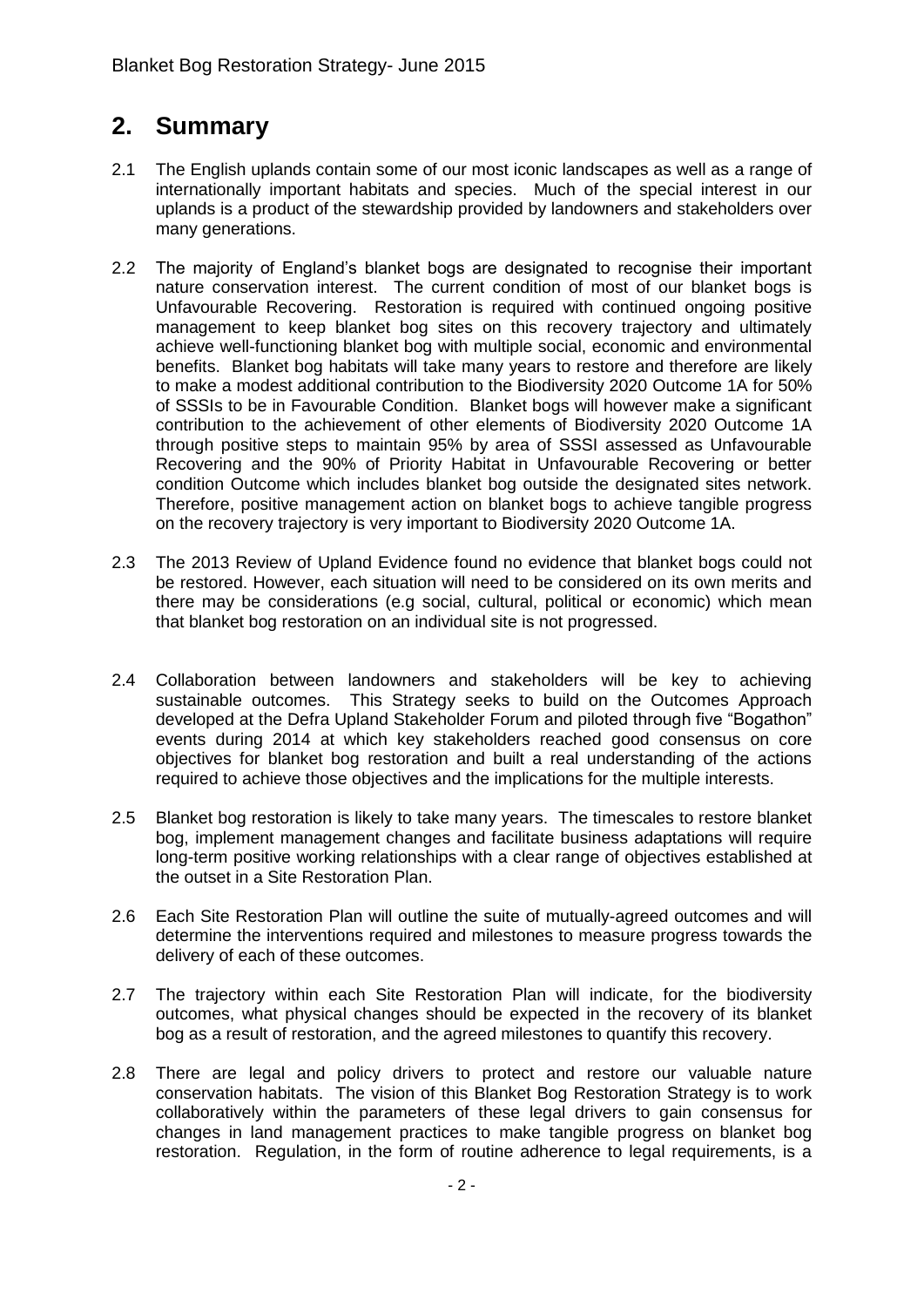## 2. Summary

2.1 The English uplands contain some of our most iconic landscapes as well as a range of internationally important habitats and species. Much of the special interest in our uplands is a product of the stewardship provided by landowners and stakeholders over many generations.

2.2 The majority of England's blanket bogs are designated to recognise their important nature conservation interest. The current condition of most of our blanket bogs is Unfavourable Recovering. Restoration is required with continued ongoing positive management to keep blanket bog sites on this recovery trajectory and ultimately achieve well-functioning blanket bog with multiple social, economic and environmental benefits. Blanket bog habitats will take many years to restore and therefore are likely to make a modest additional contribution to the Biodiversity 2020 Outcome 1A for 50% of SSSIs to be in Favourable Condition. Blanket bogs will however make a significant contribution to the achievement of other elements of Biodiversity 2020 Outcome 1A through positive steps to maintain 95% by area of SSSI assessed as Unfavourable Recovering and the 90% of Priority Habitat in Unfavourable Recovering or better condition Outcome which includes blanket bog outside the designated sites network. Therefore, positive management action on blanket bogs to achieve tangible progress on the recovery trajectory is very important to Biodiversity 2020 Outcome 1A.

2.3 The 2013 Review of Upland Evidence found no evidence that blanket bogs could not be restored. However, each situation will need to be considered on its own merits and there may be considerations (e.g social, cultural, political or economic) which mean that blanket bog restoration on an individual site is not progressed.

2.4 Collaboration between landowners and stakeholders will be key to achieving sustainable outcomes. This Strategy seeks to build on the Outcomes Approach developed at the Defra Upland Stakeholder Forum and piloted through five "Bogathon" events during 2014 at which key stakeholders reached good consensus on core objectives for blanket bog restoration and built a real understanding of the actions required to achieve those objectives and the implications for the multiple interests.

2.5 Blanket bog restoration is likely to take many years. The timescales to restore blanket bog, implement management changes and facilitate business adaptations will require long-term positive working relationships with a clear range of objectives established at the outset in a Site Restoration Plan.

2.6 Each Site Restoration Plan will outline the suite of mutually-agreed outcomes and will determine the interventions required and milestones to measure progress towards the delivery of each of these outcomes.

2.7 The trajectory within each Site Restoration Plan will indicate, for the biodiversity outcomes, what physical changes should be expected in the recovery of its blanket bog as a result of restoration, and the agreed milestones to quantify this recovery.

2.8 There are legal and policy drivers to protect and restore our valuable nature conservation habitats. The vision of this Blanket Bog Restoration Strategy is to work collaboratively within the parameters of these legal drivers to gain consensus for changes in land management practices to make tangible progress on blanket bog restoration. Regulation, in the form of routine adherence to legal requirements, is a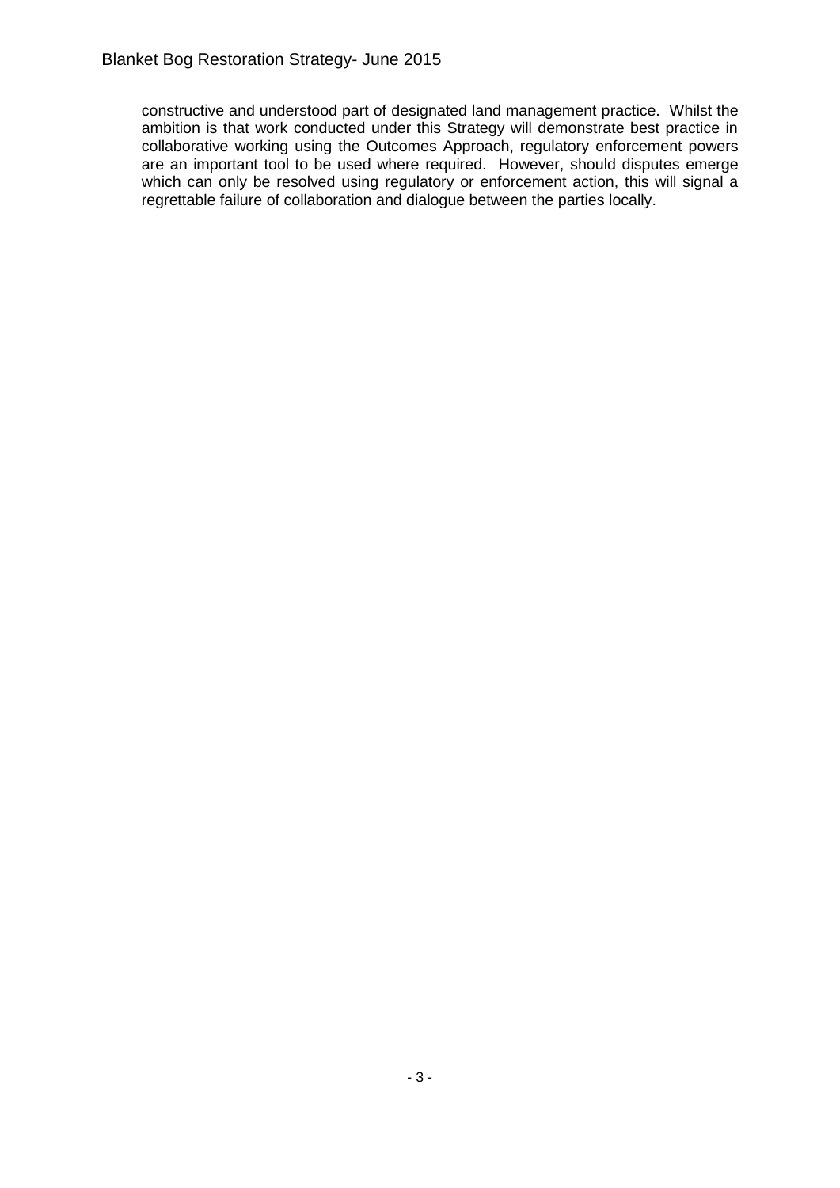constructive and understood part of designated land management practice. Whilst the ambition is that work conducted under this Strategy will demonstrate best practice in collaborative working using the Outcomes Approach, regulatory enforcement powers are an important tool to be used where required. However, should disputes emerge which can only be resolved using regulatory or enforcement action, this will signal a regrettable failure of collaboration and dialogue between the parties locally.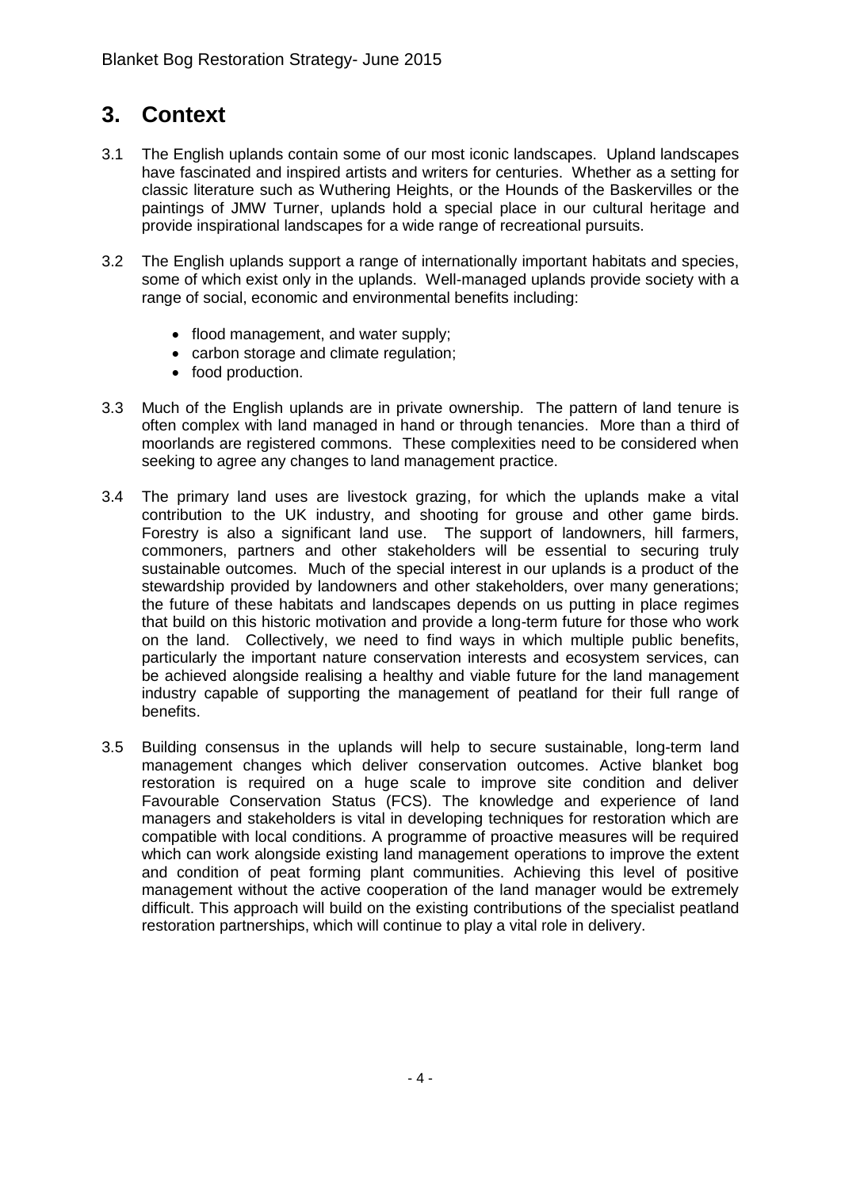# 3. Context

3.1 The English uplands contain some of our most iconic landscapes. Upland landscapes have fascinated and inspired artists and writers for centuries. Whether as a setting for classic literature such as Wuthering Heights, or the Hounds of the Baskervilles or the paintings of JMW Turner, uplands hold a special place in our cultural heritage and provide inspirational landscapes for a wide range of recreational pursuits.

3.2 The English uplands support a range of internationally important habitats and species, some of which exist only in the uplands. Well-managed uplands provide society with a range of social, economic and environmental benefits including:

- flood management, and water supply;
- carbon storage and climate regulation;
- food production.

3.3 Much of the English uplands are in private ownership. The pattern of land tenure is often complex with land managed in hand or through tenancies. More than a third of moorlands are registered commons. These complexities need to be considered when seeking to agree any changes to land management practice.

3.4 The primary land uses are livestock grazing, for which the uplands make a vital contribution to the UK industry, and shooting for grouse and other game birds. Forestry is also a significant land use. The support of landowners, hill farmers, commoners, partners and other stakeholders will be essential to securing truly sustainable outcomes. Much of the special interest in our uplands is a product of the stewardship provided by landowners and other stakeholders, over many generations; the future of these habitats and landscapes depends on us putting in place regimes that build on this historic motivation and provide a long-term future for those who work on the land. Collectively, we need to find ways in which multiple public benefits, particularly the important nature conservation interests and ecosystem services, can be achieved alongside realising a healthy and viable future for the land management industry capable of supporting the management of peatland for their full range of benefits.

3.5 Building consensus in the uplands will help to secure sustainable, long-term land management changes which deliver conservation outcomes. Active blanket bog restoration is required on a huge scale to improve site condition and deliver Favourable Conservation Status (FCS). The knowledge and experience of land managers and stakeholders is vital in developing techniques for restoration which are compatible with local conditions. A programme of proactive measures will be required which can work alongside existing land management operations to improve the extent and condition of peat forming plant communities. Achieving this level of positive management without the active cooperation of the land manager would be extremely difficult. This approach will build on the existing contributions of the specialist peatland restoration partnerships, which will continue to play a vital role in delivery.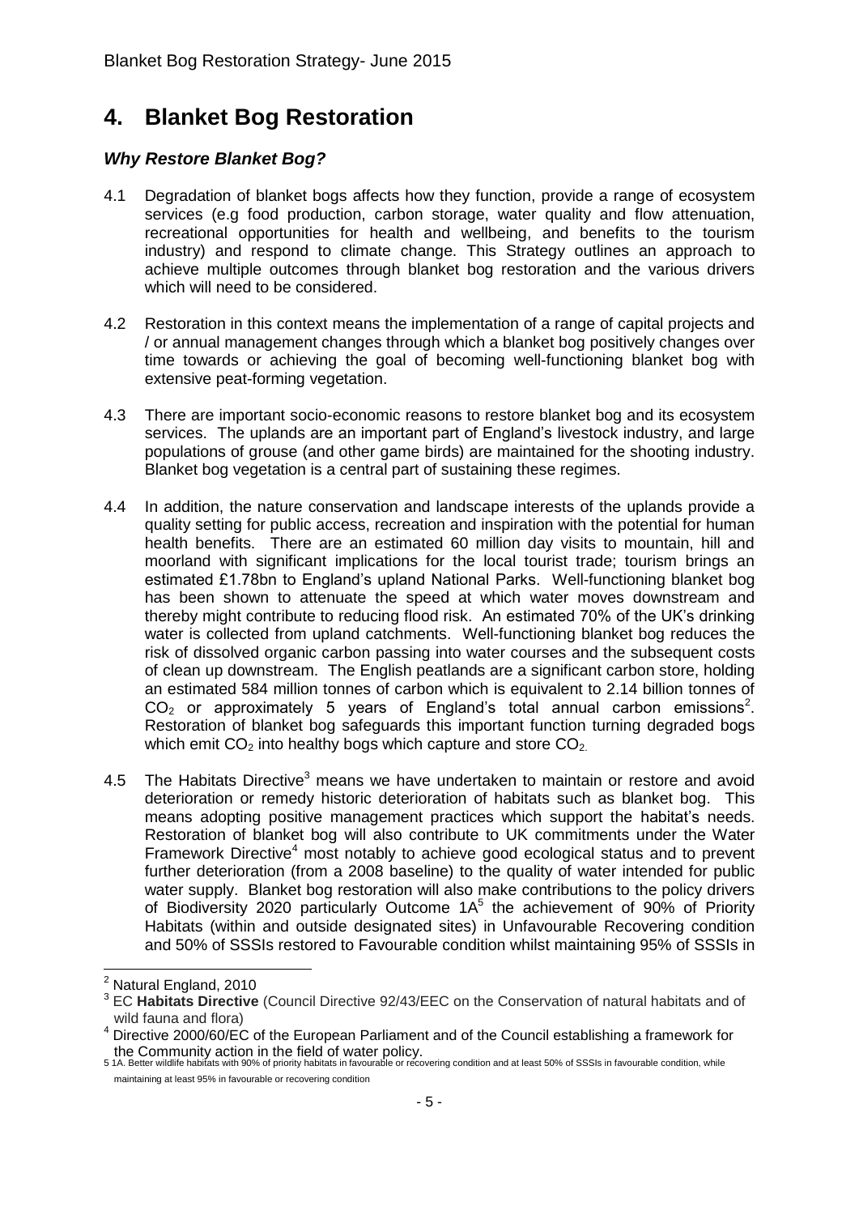# 4. Blanket Bog Restoration

## *Why Restore Blanket Bog?*

4.1 Degradation of blanket bogs affects how they function, provide a range of ecosystem services (e.g food production, carbon storage, water quality and flow attenuation, recreational opportunities for health and wellbeing, and benefits to the tourism industry) and respond to climate change. This Strategy outlines an approach to achieve multiple outcomes through blanket bog restoration and the various drivers which will need to be considered.

4.2 Restoration in this context means the implementation of a range of capital projects and / or annual management changes through which a blanket bog positively changes over time towards or achieving the goal of becoming well-functioning blanket bog with extensive peat-forming vegetation.

4.3 There are important socio-economic reasons to restore blanket bog and its ecosystem services. The uplands are an important part of England's livestock industry, and large populations of grouse (and other game birds) are maintained for the shooting industry. Blanket bog vegetation is a central part of sustaining these regimes.

4.4 In addition, the nature conservation and landscape interests of the uplands provide a quality setting for public access, recreation and inspiration with the potential for human health benefits. There are an estimated 60 million day visits to mountain, hill and moorland with significant implications for the local tourist trade; tourism brings an estimated £1.78bn to England's upland National Parks. Well-functioning blanket bog has been shown to attenuate the speed at which water moves downstream and thereby might contribute to reducing flood risk. An estimated 70% of the UK's drinking water is collected from upland catchments. Well-functioning blanket bog reduces the risk of dissolved organic carbon passing into water courses and the subsequent costs of clean up downstream. The English peatlands are a significant carbon store, holding an estimated 584 million tonnes of carbon which is equivalent to 2.14 billion tonnes of $CO_2$ or approximately 5 years of England's total annual carbon emissions[2]. Restoration of blanket bog safeguards this important function turning degraded bogs which emit $CO_2$ into healthy bogs which capture and store $CO_2$.

4.5 The Habitats Directive[3] means we have undertaken to maintain or restore and avoid deterioration or remedy historic deterioration of habitats such as blanket bog. This means adopting positive management practices which support the habitat's needs. Restoration of blanket bog will also contribute to UK commitments under the Water Framework Directive[4] most notably to achieve good ecological status and to prevent further deterioration (from a 2008 baseline) to the quality of water intended for public water supply. Blanket bog restoration will also make contributions to the policy drivers of Biodiversity 2020 particularly Outcome 1A[5] the achievement of 90% of Priority Habitats (within and outside designated sites) in Unfavourable Recovering condition and 50% of SSSIs restored to Favourable condition whilst maintaining 95% of SSSIs in

---

[2] Natural England, 2010

[3] EC **Habitats Directive** (Council Directive 92/43/EEC on the Conservation of natural habitats and of wild fauna and flora)

[4] Directive 2000/60/EC of the European Parliament and of the Council establishing a framework for the Community action in the field of water policy.

[5] 1A. Better wildlife habitats with 90% of priority habitats in favourable or recovering condition and at least 50% of SSSIs in favourable condition, while maintaining at least 95% in favourable or recovering condition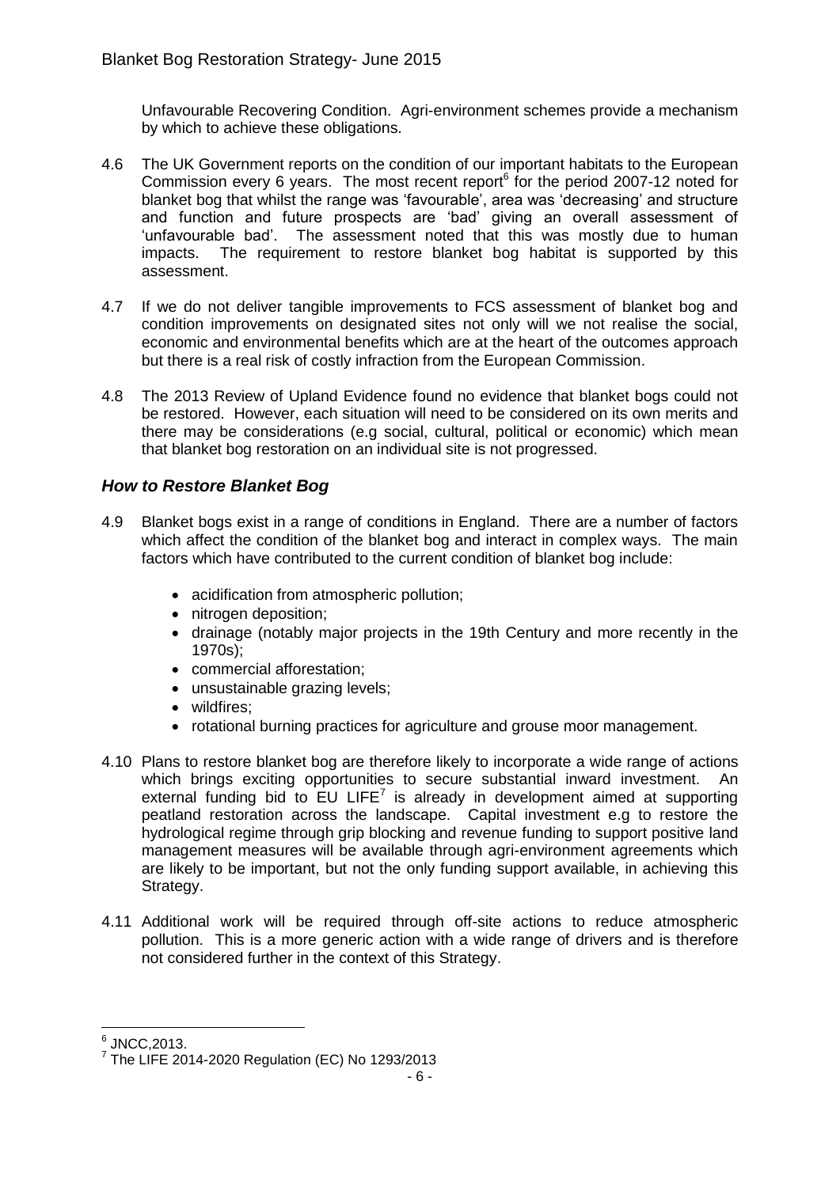Unfavourable Recovering Condition. Agri-environment schemes provide a mechanism by which to achieve these obligations.

4.6 The UK Government reports on the condition of our important habitats to the European Commission every 6 years. The most recent report[6] for the period 2007-12 noted for blanket bog that whilst the range was 'favourable', area was 'decreasing' and structure and function and future prospects are 'bad' giving an overall assessment of 'unfavourable bad'. The assessment noted that this was mostly due to human impacts. The requirement to restore blanket bog habitat is supported by this assessment.

4.7 If we do not deliver tangible improvements to FCS assessment of blanket bog and condition improvements on designated sites not only will we not realise the social, economic and environmental benefits which are at the heart of the outcomes approach but there is a real risk of costly infraction from the European Commission.

4.8 The 2013 Review of Upland Evidence found no evidence that blanket bogs could not be restored. However, each situation will need to be considered on its own merits and there may be considerations (e.g social, cultural, political or economic) which mean that blanket bog restoration on an individual site is not progressed.

### *How to Restore Blanket Bog*

4.9 Blanket bogs exist in a range of conditions in England. There are a number of factors which affect the condition of the blanket bog and interact in complex ways. The main factors which have contributed to the current condition of blanket bog include:

- acidification from atmospheric pollution;
- nitrogen deposition;
- drainage (notably major projects in the 19th Century and more recently in the 1970s);
- commercial afforestation;
- unsustainable grazing levels;
- wildfires;
- rotational burning practices for agriculture and grouse moor management.

4.10 Plans to restore blanket bog are therefore likely to incorporate a wide range of actions which brings exciting opportunities to secure substantial inward investment. An external funding bid to EU LIFE[7] is already in development aimed at supporting peatland restoration across the landscape. Capital investment e.g to restore the hydrological regime through grip blocking and revenue funding to support positive land management measures will be available through agri-environment agreements which are likely to be important, but not the only funding support available, in achieving this Strategy.

4.11 Additional work will be required through off-site actions to reduce atmospheric pollution. This is a more generic action with a wide range of drivers and is therefore not considered further in the context of this Strategy.

---

[6] JNCC,2013.

[7] The LIFE 2014-2020 Regulation (EC) No 1293/2013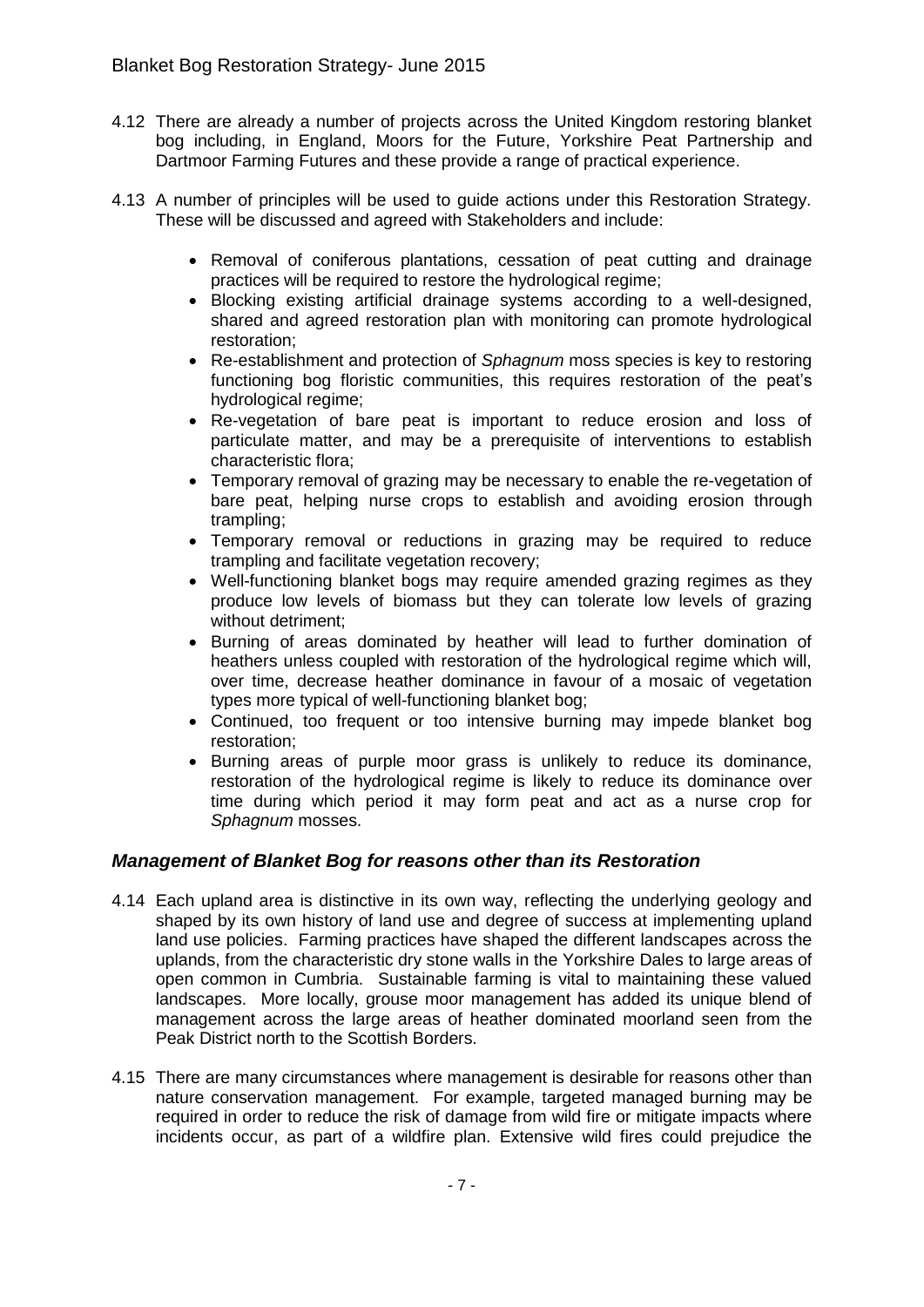4.12 There are already a number of projects across the United Kingdom restoring blanket bog including, in England, Moors for the Future, Yorkshire Peat Partnership and Dartmoor Farming Futures and these provide a range of practical experience.

4.13 A number of principles will be used to guide actions under this Restoration Strategy. These will be discussed and agreed with Stakeholders and include:

- Removal of coniferous plantations, cessation of peat cutting and drainage practices will be required to restore the hydrological regime;
- Blocking existing artificial drainage systems according to a well-designed, shared and agreed restoration plan with monitoring can promote hydrological restoration;
- Re-establishment and protection of *Sphagnum* moss species is key to restoring functioning bog floristic communities, this requires restoration of the peat's hydrological regime;
- Re-vegetation of bare peat is important to reduce erosion and loss of particulate matter, and may be a prerequisite of interventions to establish characteristic flora;
- Temporary removal of grazing may be necessary to enable the re-vegetation of bare peat, helping nurse crops to establish and avoiding erosion through trampling;
- Temporary removal or reductions in grazing may be required to reduce trampling and facilitate vegetation recovery;
- Well-functioning blanket bogs may require amended grazing regimes as they produce low levels of biomass but they can tolerate low levels of grazing without detriment;
- Burning of areas dominated by heather will lead to further domination of heathers unless coupled with restoration of the hydrological regime which will, over time, decrease heather dominance in favour of a mosaic of vegetation types more typical of well-functioning blanket bog;
- Continued, too frequent or too intensive burning may impede blanket bog restoration;
- Burning areas of purple moor grass is unlikely to reduce its dominance, restoration of the hydrological regime is likely to reduce its dominance over time during which period it may form peat and act as a nurse crop for *Sphagnum* mosses.

### *Management of Blanket Bog for reasons other than its Restoration*

4.14 Each upland area is distinctive in its own way, reflecting the underlying geology and shaped by its own history of land use and degree of success at implementing upland land use policies. Farming practices have shaped the different landscapes across the uplands, from the characteristic dry stone walls in the Yorkshire Dales to large areas of open common in Cumbria. Sustainable farming is vital to maintaining these valued landscapes. More locally, grouse moor management has added its unique blend of management across the large areas of heather dominated moorland seen from the Peak District north to the Scottish Borders.

4.15 There are many circumstances where management is desirable for reasons other than nature conservation management. For example, targeted managed burning may be required in order to reduce the risk of damage from wild fire or mitigate impacts where incidents occur, as part of a wildfire plan. Extensive wild fires could prejudice the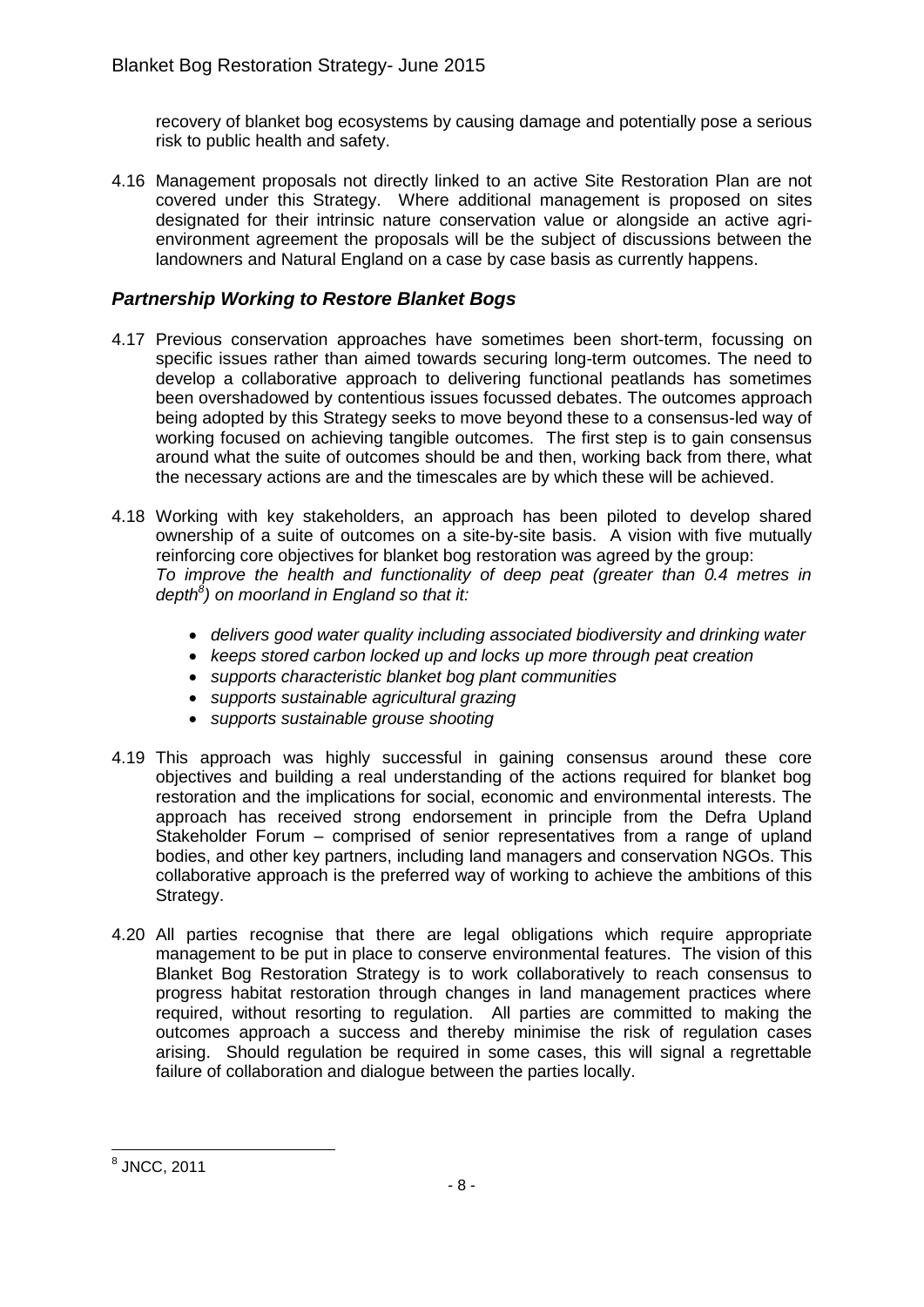recovery of blanket bog ecosystems by causing damage and potentially pose a serious risk to public health and safety.

4.16 Management proposals not directly linked to an active Site Restoration Plan are not covered under this Strategy. Where additional management is proposed on sites designated for their intrinsic nature conservation value or alongside an active agri-environment agreement the proposals will be the subject of discussions between the landowners and Natural England on a case by case basis as currently happens.

### *Partnership Working to Restore Blanket Bogs*

4.17 Previous conservation approaches have sometimes been short-term, focussing on specific issues rather than aimed towards securing long-term outcomes. The need to develop a collaborative approach to delivering functional peatlands has sometimes been overshadowed by contentious issues focussed debates. The outcomes approach being adopted by this Strategy seeks to move beyond these to a consensus-led way of working focused on achieving tangible outcomes. The first step is to gain consensus around what the suite of outcomes should be and then, working back from there, what the necessary actions are and the timescales are by which these will be achieved.

4.18 Working with key stakeholders, an approach has been piloted to develop shared ownership of a suite of outcomes on a site-by-site basis. A vision with five mutually reinforcing core objectives for blanket bog restoration was agreed by the group: *To improve the health and functionality of deep peat (greater than 0.4 metres in depth*[8]*) on moorland in England so that it:*

- *delivers good water quality including associated biodiversity and drinking water*
- *keeps stored carbon locked up and locks up more through peat creation*
- *supports characteristic blanket bog plant communities*
- *supports sustainable agricultural grazing*
- *supports sustainable grouse shooting*

4.19 This approach was highly successful in gaining consensus around these core objectives and building a real understanding of the actions required for blanket bog restoration and the implications for social, economic and environmental interests. The approach has received strong endorsement in principle from the Defra Upland Stakeholder Forum – comprised of senior representatives from a range of upland bodies, and other key partners, including land managers and conservation NGOs. This collaborative approach is the preferred way of working to achieve the ambitions of this Strategy.

4.20 All parties recognise that there are legal obligations which require appropriate management to be put in place to conserve environmental features. The vision of this Blanket Bog Restoration Strategy is to work collaboratively to reach consensus to progress habitat restoration through changes in land management practices where required, without resorting to regulation. All parties are committed to making the outcomes approach a success and thereby minimise the risk of regulation cases arising. Should regulation be required in some cases, this will signal a regrettable failure of collaboration and dialogue between the parties locally.

---

[8] JNCC, 2011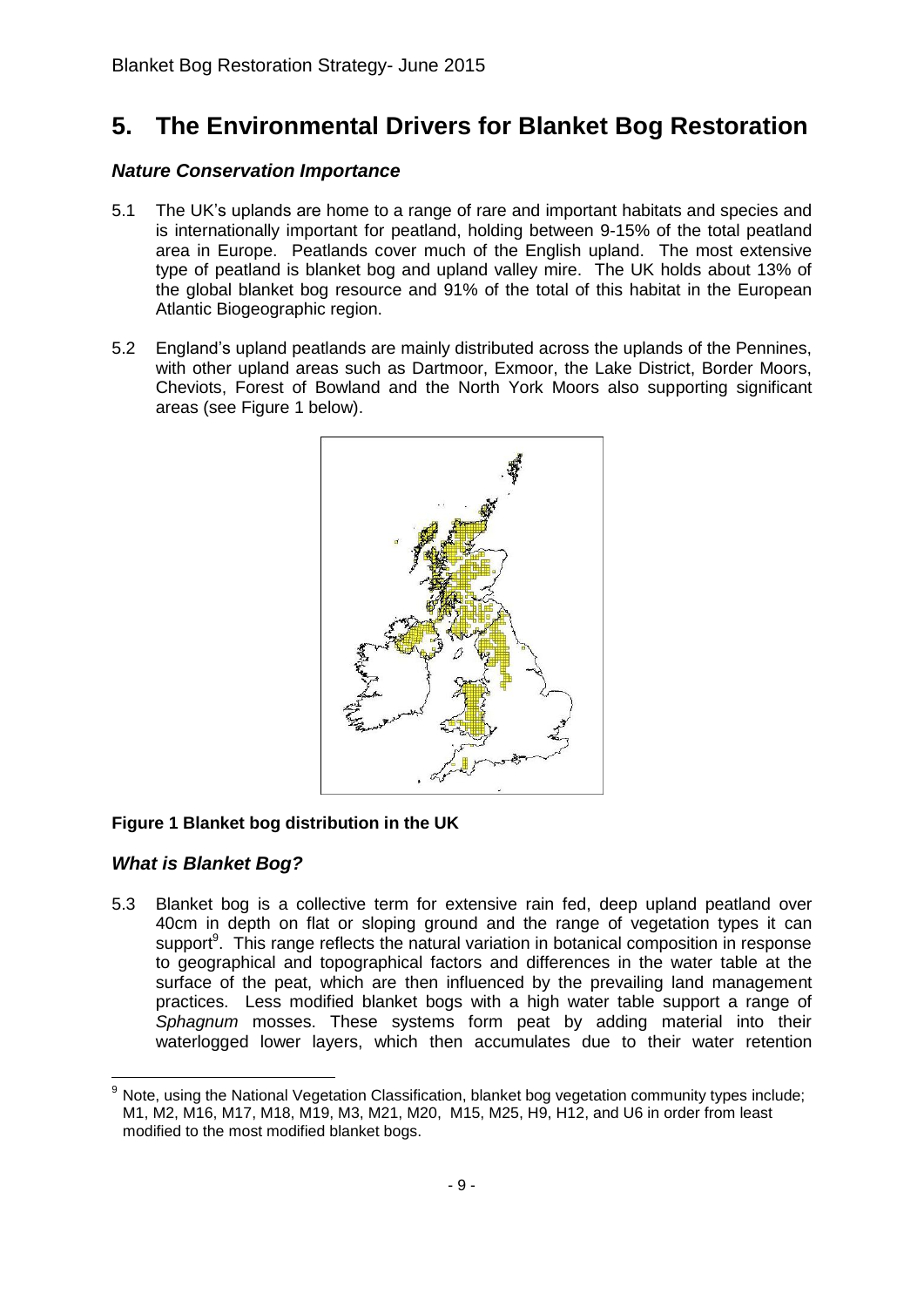# 5. The Environmental Drivers for Blanket Bog Restoration

### *Nature Conservation Importance*

5.1 The UK's uplands are home to a range of rare and important habitats and species and is internationally important for peatland, holding between 9-15% of the total peatland area in Europe. Peatlands cover much of the English upland. The most extensive type of peatland is blanket bog and upland valley mire. The UK holds about 13% of the global blanket bog resource and 91% of the total of this habitat in the European Atlantic Biogeographic region.

5.2 England's upland peatlands are mainly distributed across the uplands of the Pennines, with other upland areas such as Dartmoor, Exmoor, the Lake District, Border Moors, Cheviots, Forest of Bowland and the North York Moors also supporting significant areas (see Figure 1 below).

**Figure 1 Blanket bog distribution in the UK**

### *What is Blanket Bog?*

5.3 Blanket bog is a collective term for extensive rain fed, deep upland peatland over 40cm in depth on flat or sloping ground and the range of vegetation types it can support[9]. This range reflects the natural variation in botanical composition in response to geographical and topographical factors and differences in the water table at the surface of the peat, which are then influenced by the prevailing land management practices. Less modified blanket bogs with a high water table support a range of *Sphagnum* mosses. These systems form peat by adding material into their waterlogged lower layers, which then accumulates due to their water retention

[9] Note, using the National Vegetation Classification, blanket bog vegetation community types include; M1, M2, M16, M17, M18, M19, M3, M21, M20, M15, M25, H9, H12, and U6 in order from least modified to the most modified blanket bogs.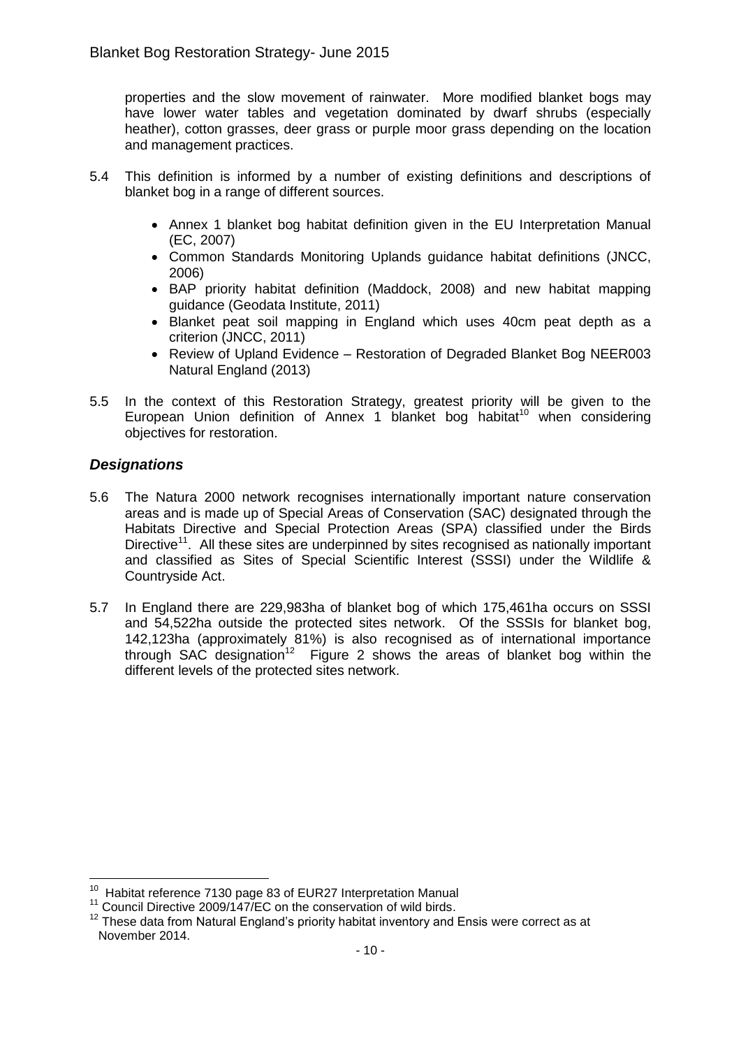properties and the slow movement of rainwater. More modified blanket bogs may have lower water tables and vegetation dominated by dwarf shrubs (especially heather), cotton grasses, deer grass or purple moor grass depending on the location and management practices.

5.4 This definition is informed by a number of existing definitions and descriptions of blanket bog in a range of different sources.

- Annex 1 blanket bog habitat definition given in the EU Interpretation Manual (EC, 2007)
- Common Standards Monitoring Uplands guidance habitat definitions (JNCC, 2006)
- BAP priority habitat definition (Maddock, 2008) and new habitat mapping guidance (Geodata Institute, 2011)
- Blanket peat soil mapping in England which uses 40cm peat depth as a criterion (JNCC, 2011)
- Review of Upland Evidence – Restoration of Degraded Blanket Bog NEER003 Natural England (2013)

5.5 In the context of this Restoration Strategy, greatest priority will be given to the European Union definition of Annex 1 blanket bog habitat[10] when considering objectives for restoration.

### *Designations*

5.6 The Natura 2000 network recognises internationally important nature conservation areas and is made up of Special Areas of Conservation (SAC) designated through the Habitats Directive and Special Protection Areas (SPA) classified under the Birds Directive[11]. All these sites are underpinned by sites recognised as nationally important and classified as Sites of Special Scientific Interest (SSSI) under the Wildlife & Countryside Act.

5.7 In England there are 229,983ha of blanket bog of which 175,461ha occurs on SSSI and 54,522ha outside the protected sites network. Of the SSSIs for blanket bog, 142,123ha (approximately 81%) is also recognised as of international importance through SAC designation[12] Figure 2 shows the areas of blanket bog within the different levels of the protected sites network.

---

[10] Habitat reference 7130 page 83 of EUR27 Interpretation Manual

[11] Council Directive 2009/147/EC on the conservation of wild birds.

[12] These data from Natural England's priority habitat inventory and Ensis were correct as at November 2014.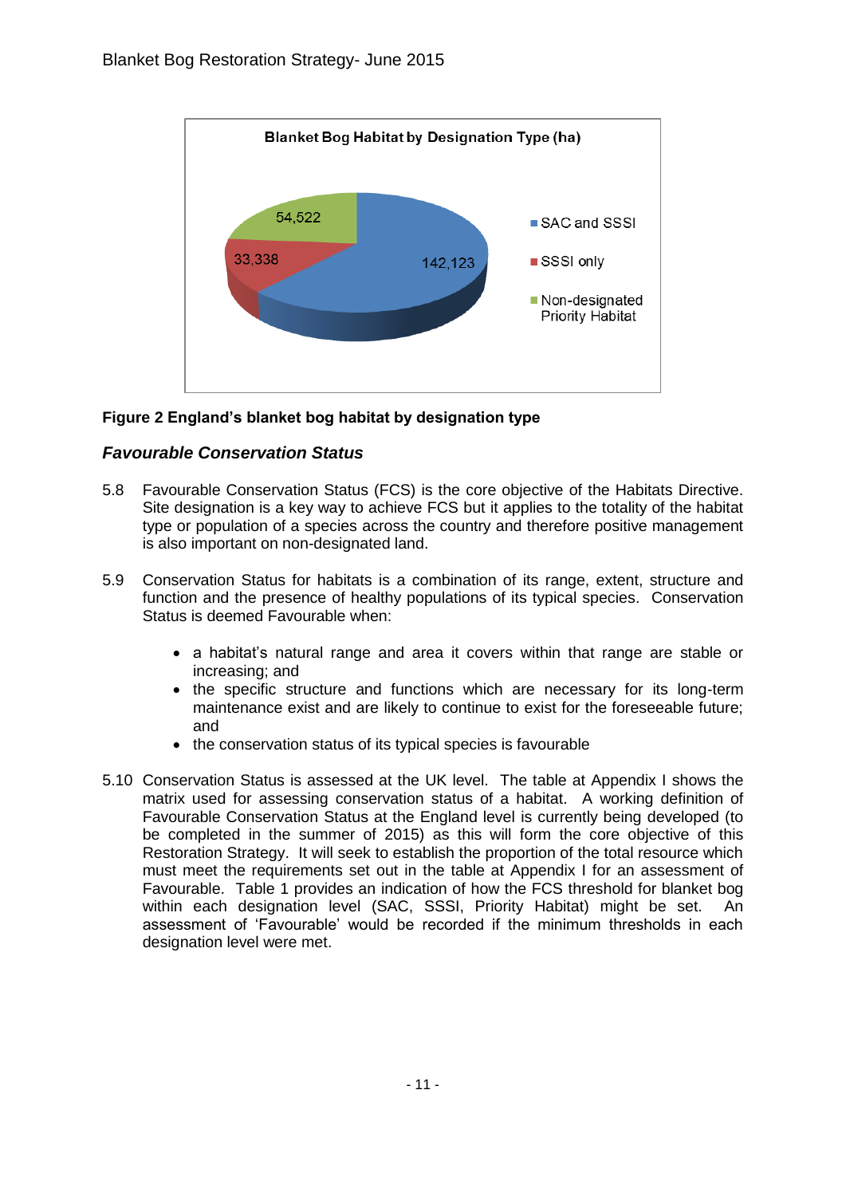**Blanket Bog Habitat by Designation Type (ha)**

| Designation | Area (ha) |
| --- | --- |
| SAC and SSSI | 142,123 |
| SSSI only | 33,338 |
| Non-designated Priority Habitat | 54,522 |

**Figure 2 England's blanket bog habitat by designation type**

### *Favourable Conservation Status*

5.8 Favourable Conservation Status (FCS) is the core objective of the Habitats Directive. Site designation is a key way to achieve FCS but it applies to the totality of the habitat type or population of a species across the country and therefore positive management is also important on non-designated land.

5.9 Conservation Status for habitats is a combination of its range, extent, structure and function and the presence of healthy populations of its typical species. Conservation Status is deemed Favourable when:

- a habitat's natural range and area it covers within that range are stable or increasing; and
- the specific structure and functions which are necessary for its long-term maintenance exist and are likely to continue to exist for the foreseeable future; and
- the conservation status of its typical species is favourable

5.10 Conservation Status is assessed at the UK level. The table at Appendix I shows the matrix used for assessing conservation status of a habitat. A working definition of Favourable Conservation Status at the England level is currently being developed (to be completed in the summer of 2015) as this will form the core objective of this Restoration Strategy. It will seek to establish the proportion of the total resource which must meet the requirements set out in the table at Appendix I for an assessment of Favourable. Table 1 provides an indication of how the FCS threshold for blanket bog within each designation level (SAC, SSSI, Priority Habitat) might be set. An assessment of 'Favourable' would be recorded if the minimum thresholds in each designation level were met.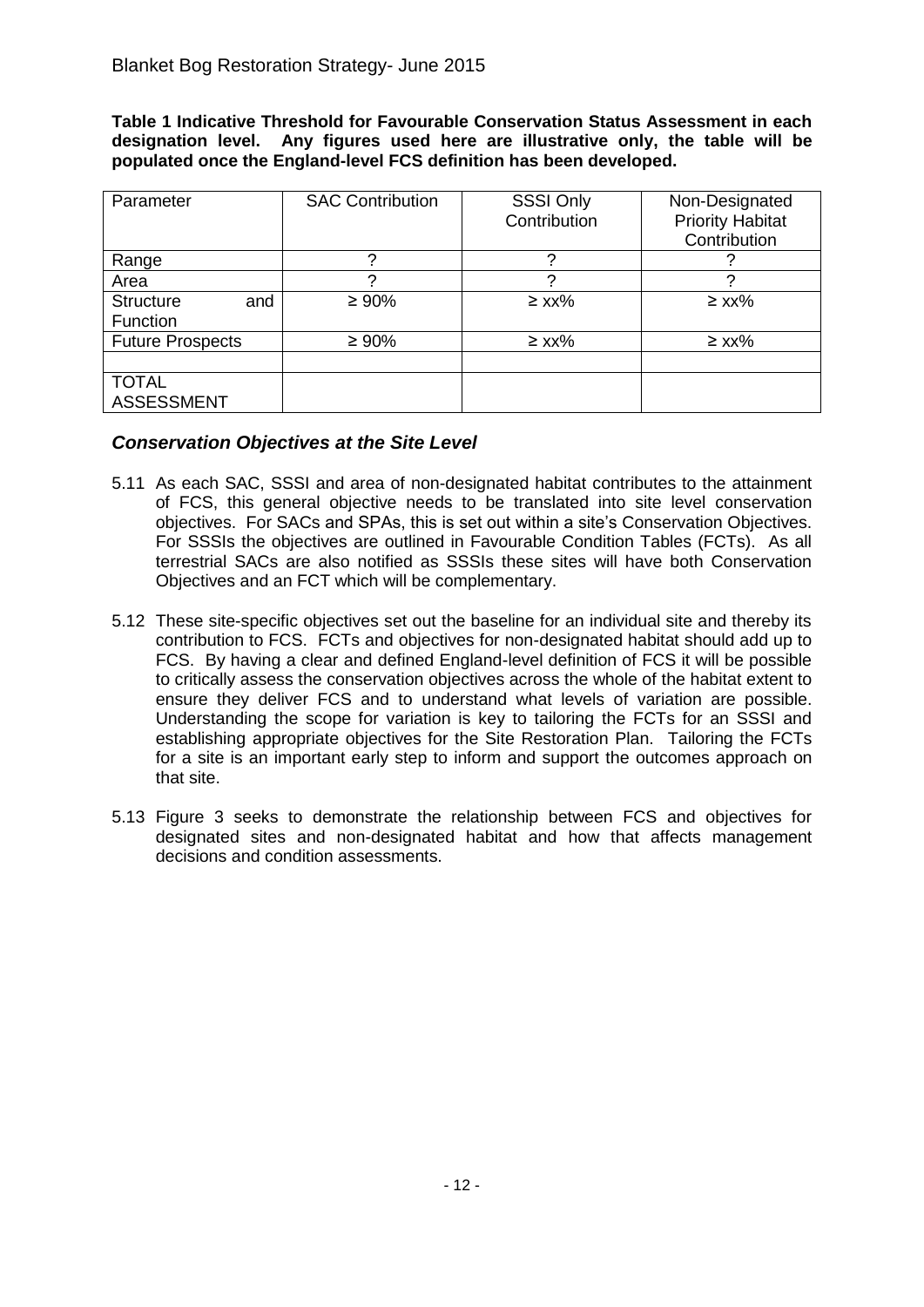**Table 1 Indicative Threshold for Favourable Conservation Status Assessment in each designation level. Any figures used here are illustrative only, the table will be populated once the England-level FCS definition has been developed.**

| Parameter | SAC Contribution | SSSI Only Contribution | Non-Designated Priority Habitat Contribution |
|---|---|---|---|
| Range | ? | ? | ? |
| Area | ? | ? | ? |
| Structure and Function | ≥ 90% | ≥ xx% | ≥ xx% |
| Future Prospects | ≥ 90% | ≥ xx% | ≥ xx% |
| | | | |
| TOTAL ASSESSMENT | | | |

### *Conservation Objectives at the Site Level*

5.11 As each SAC, SSSI and area of non-designated habitat contributes to the attainment of FCS, this general objective needs to be translated into site level conservation objectives. For SACs and SPAs, this is set out within a site's Conservation Objectives. For SSSIs the objectives are outlined in Favourable Condition Tables (FCTs). As all terrestrial SACs are also notified as SSSIs these sites will have both Conservation Objectives and an FCT which will be complementary.

5.12 These site-specific objectives set out the baseline for an individual site and thereby its contribution to FCS. FCTs and objectives for non-designated habitat should add up to FCS. By having a clear and defined England-level definition of FCS it will be possible to critically assess the conservation objectives across the whole of the habitat extent to ensure they deliver FCS and to understand what levels of variation are possible. Understanding the scope for variation is key to tailoring the FCTs for an SSSI and establishing appropriate objectives for the Site Restoration Plan. Tailoring the FCTs for a site is an important early step to inform and support the outcomes approach on that site.

5.13 Figure 3 seeks to demonstrate the relationship between FCS and objectives for designated sites and non-designated habitat and how that affects management decisions and condition assessments.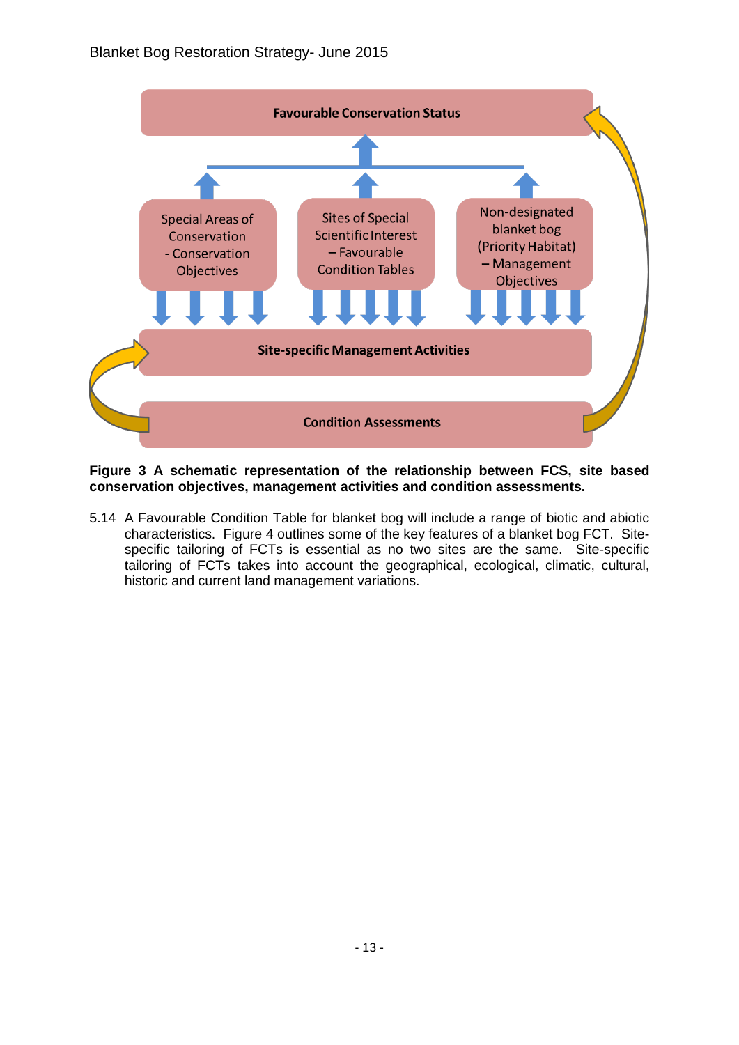Favourable Conservation Status

Special Areas of Conservation - Conservation Objectives

Sites of Special Scientific Interest – Favourable Condition Tables

Non-designated blanket bog (Priority Habitat) – Management Objectives

Site-specific Management Activities

Condition Assessments

**Figure 3 A schematic representation of the relationship between FCS, site based conservation objectives, management activities and condition assessments.**

5.14 A Favourable Condition Table for blanket bog will include a range of biotic and abiotic characteristics. Figure 4 outlines some of the key features of a blanket bog FCT. Site-specific tailoring of FCTs is essential as no two sites are the same. Site-specific tailoring of FCTs takes into account the geographical, ecological, climatic, cultural, historic and current land management variations.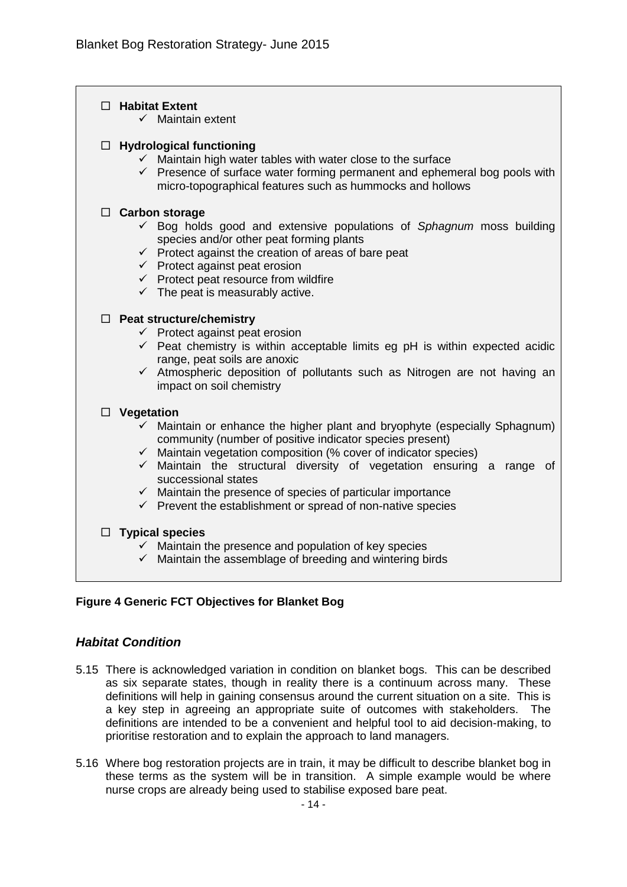- **Habitat Extent**
  - ✓ Maintain extent

- **Hydrological functioning**
  - ✓ Maintain high water tables with water close to the surface
  - ✓ Presence of surface water forming permanent and ephemeral bog pools with micro-topographical features such as hummocks and hollows

- **Carbon storage**
  - ✓ Bog holds good and extensive populations of *Sphagnum* moss building species and/or other peat forming plants
  - ✓ Protect against the creation of areas of bare peat
  - ✓ Protect against peat erosion
  - ✓ Protect peat resource from wildfire
  - ✓ The peat is measurably active.

- **Peat structure/chemistry**
  - ✓ Protect against peat erosion
  - ✓ Peat chemistry is within acceptable limits eg pH is within expected acidic range, peat soils are anoxic
  - ✓ Atmospheric deposition of pollutants such as Nitrogen are not having an impact on soil chemistry

- **Vegetation**
  - ✓ Maintain or enhance the higher plant and bryophyte (especially Sphagnum) community (number of positive indicator species present)
  - ✓ Maintain vegetation composition (% cover of indicator species)
  - ✓ Maintain the structural diversity of vegetation ensuring a range of successional states
  - ✓ Maintain the presence of species of particular importance
  - ✓ Prevent the establishment or spread of non-native species

- **Typical species**
  - ✓ Maintain the presence and population of key species
  - ✓ Maintain the assemblage of breeding and wintering birds

**Figure 4 Generic FCT Objectives for Blanket Bog**

### *Habitat Condition*

5.15 There is acknowledged variation in condition on blanket bogs. This can be described as six separate states, though in reality there is a continuum across many. These definitions will help in gaining consensus around the current situation on a site. This is a key step in agreeing an appropriate suite of outcomes with stakeholders. The definitions are intended to be a convenient and helpful tool to aid decision-making, to prioritise restoration and to explain the approach to land managers.

5.16 Where bog restoration projects are in train, it may be difficult to describe blanket bog in these terms as the system will be in transition. A simple example would be where nurse crops are already being used to stabilise exposed bare peat.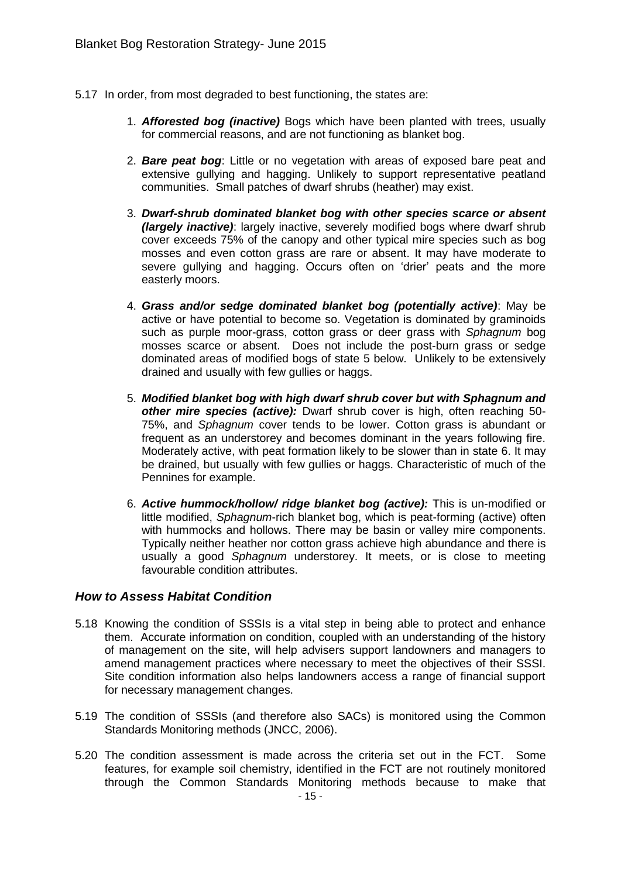5.17 In order, from most degraded to best functioning, the states are:

1. ***Afforested bog (inactive)*** Bogs which have been planted with trees, usually for commercial reasons, and are not functioning as blanket bog.

2. ***Bare peat bog***: Little or no vegetation with areas of exposed bare peat and extensive gullying and hagging. Unlikely to support representative peatland communities. Small patches of dwarf shrubs (heather) may exist.

3. ***Dwarf-shrub dominated blanket bog with other species scarce or absent (largely inactive)***: largely inactive, severely modified bogs where dwarf shrub cover exceeds 75% of the canopy and other typical mire species such as bog mosses and even cotton grass are rare or absent. It may have moderate to severe gullying and hagging. Occurs often on 'drier' peats and the more easterly moors.

4. ***Grass and/or sedge dominated blanket bog (potentially active)***: May be active or have potential to become so. Vegetation is dominated by graminoids such as purple moor-grass, cotton grass or deer grass with *Sphagnum* bog mosses scarce or absent. Does not include the post-burn grass or sedge dominated areas of modified bogs of state 5 below. Unlikely to be extensively drained and usually with few gullies or haggs.

5. ***Modified blanket bog with high dwarf shrub cover but with Sphagnum and other mire species (active):*** Dwarf shrub cover is high, often reaching 50-75%, and *Sphagnum* cover tends to be lower. Cotton grass is abundant or frequent as an understorey and becomes dominant in the years following fire. Moderately active, with peat formation likely to be slower than in state 6. It may be drained, but usually with few gullies or haggs. Characteristic of much of the Pennines for example.

6. ***Active hummock/hollow/ ridge blanket bog (active):*** This is un-modified or little modified, *Sphagnum*-rich blanket bog, which is peat-forming (active) often with hummocks and hollows. There may be basin or valley mire components. Typically neither heather nor cotton grass achieve high abundance and there is usually a good *Sphagnum* understorey. It meets, or is close to meeting favourable condition attributes.

### *How to Assess Habitat Condition*

5.18 Knowing the condition of SSSIs is a vital step in being able to protect and enhance them. Accurate information on condition, coupled with an understanding of the history of management on the site, will help advisers support landowners and managers to amend management practices where necessary to meet the objectives of their SSSI. Site condition information also helps landowners access a range of financial support for necessary management changes.

5.19 The condition of SSSIs (and therefore also SACs) is monitored using the Common Standards Monitoring methods (JNCC, 2006).

5.20 The condition assessment is made across the criteria set out in the FCT. Some features, for example soil chemistry, identified in the FCT are not routinely monitored through the Common Standards Monitoring methods because to make that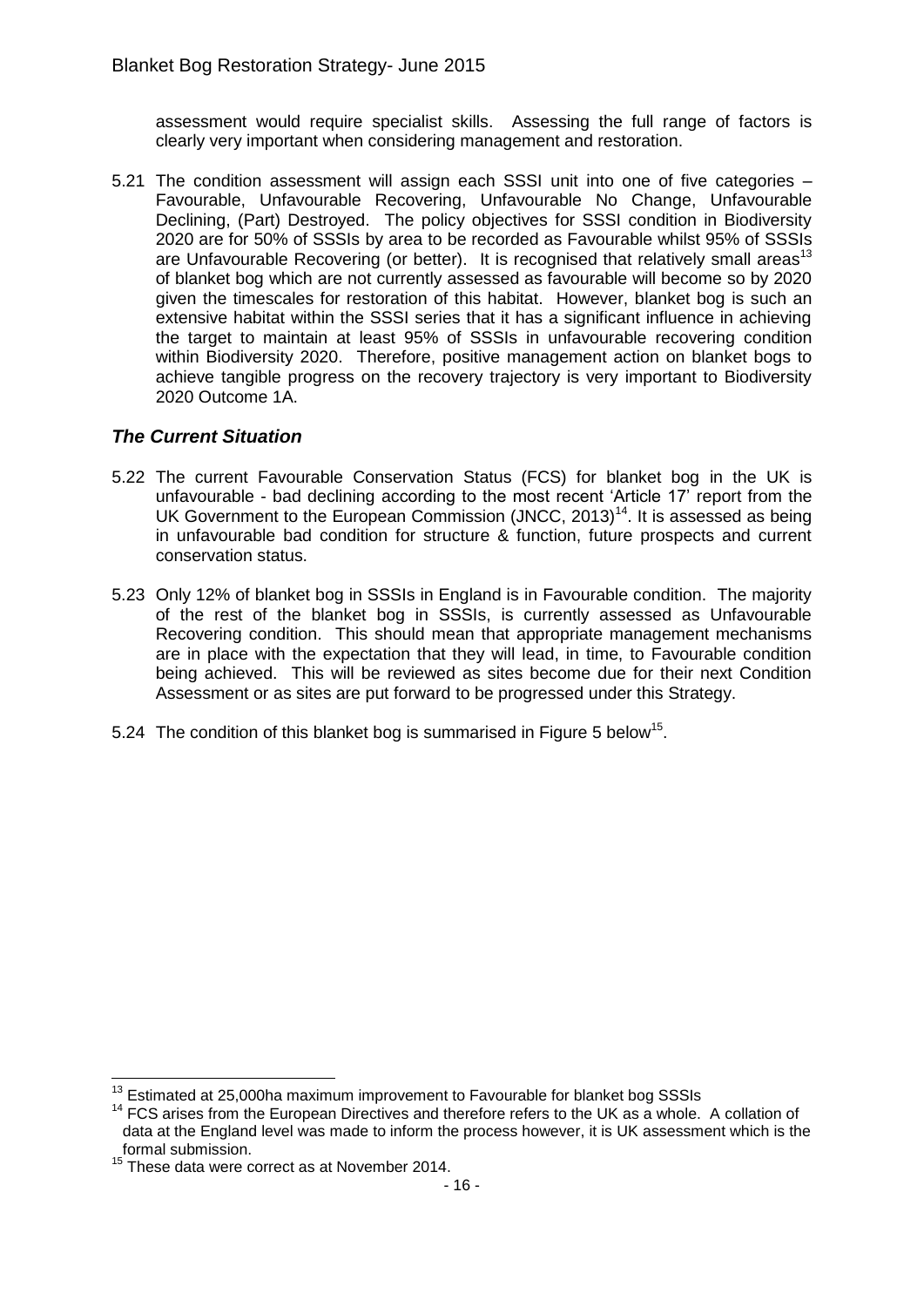assessment would require specialist skills. Assessing the full range of factors is clearly very important when considering management and restoration.

5.21 The condition assessment will assign each SSSI unit into one of five categories – Favourable, Unfavourable Recovering, Unfavourable No Change, Unfavourable Declining, (Part) Destroyed. The policy objectives for SSSI condition in Biodiversity 2020 are for 50% of SSSIs by area to be recorded as Favourable whilst 95% of SSSIs are Unfavourable Recovering (or better). It is recognised that relatively small areas[13] of blanket bog which are not currently assessed as favourable will become so by 2020 given the timescales for restoration of this habitat. However, blanket bog is such an extensive habitat within the SSSI series that it has a significant influence in achieving the target to maintain at least 95% of SSSIs in unfavourable recovering condition within Biodiversity 2020. Therefore, positive management action on blanket bogs to achieve tangible progress on the recovery trajectory is very important to Biodiversity 2020 Outcome 1A.

### *The Current Situation*

5.22 The current Favourable Conservation Status (FCS) for blanket bog in the UK is unfavourable - bad declining according to the most recent 'Article 17' report from the UK Government to the European Commission (JNCC, 2013)[14]. It is assessed as being in unfavourable bad condition for structure & function, future prospects and current conservation status.

5.23 Only 12% of blanket bog in SSSIs in England is in Favourable condition. The majority of the rest of the blanket bog in SSSIs, is currently assessed as Unfavourable Recovering condition. This should mean that appropriate management mechanisms are in place with the expectation that they will lead, in time, to Favourable condition being achieved. This will be reviewed as sites become due for their next Condition Assessment or as sites are put forward to be progressed under this Strategy.

5.24 The condition of this blanket bog is summarised in Figure 5 below[15].

---

[13] Estimated at 25,000ha maximum improvement to Favourable for blanket bog SSSIs

[14] FCS arises from the European Directives and therefore refers to the UK as a whole. A collation of data at the England level was made to inform the process however, it is UK assessment which is the formal submission.

[15] These data were correct as at November 2014.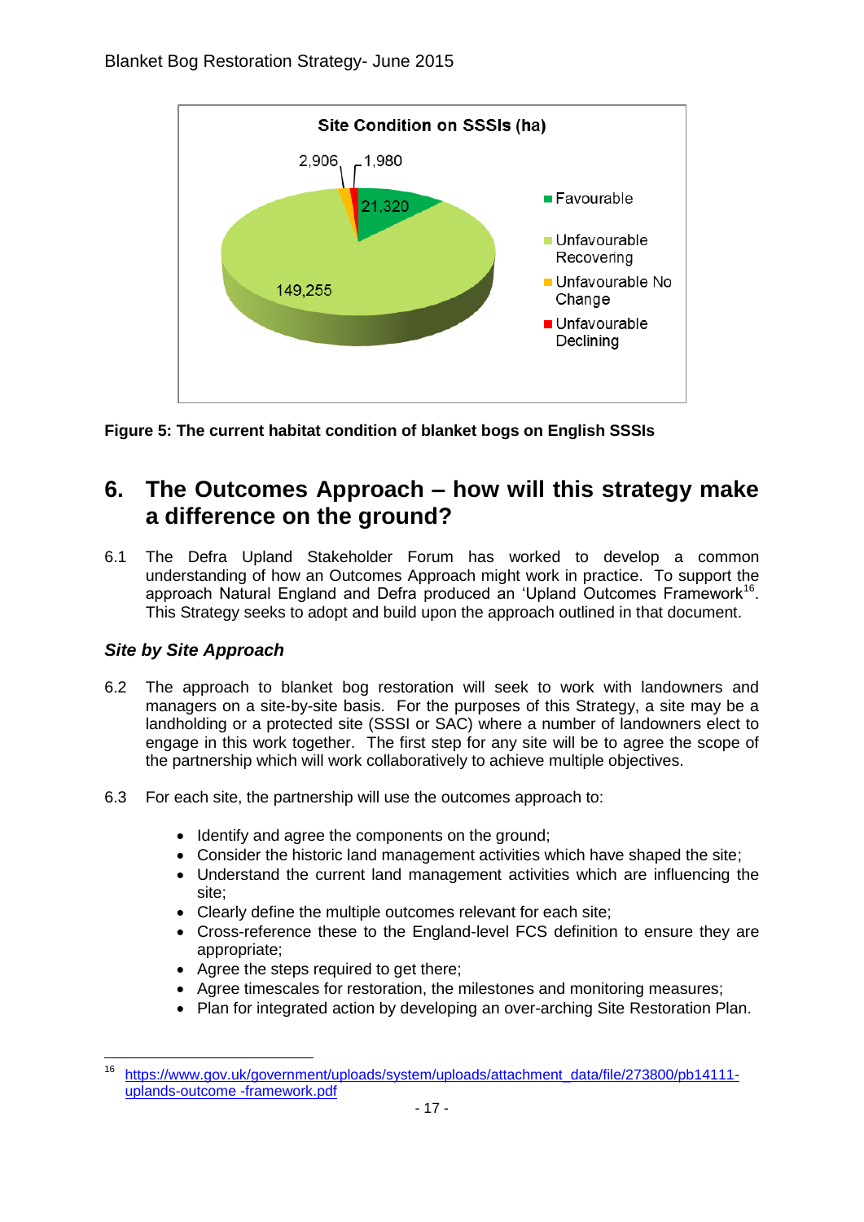**Site Condition on SSSIs (ha)**

- Favourable: 21,320
- Unfavourable Recovering: 149,255
- Unfavourable No Change: 2,906
- Unfavourable Declining: 1,980

**Figure 5: The current habitat condition of blanket bogs on English SSSIs**

# 6. The Outcomes Approach – how will this strategy make a difference on the ground?

6.1 The Defra Upland Stakeholder Forum has worked to develop a common understanding of how an Outcomes Approach might work in practice. To support the approach Natural England and Defra produced an 'Upland Outcomes Framework[16]. This Strategy seeks to adopt and build upon the approach outlined in that document.

### *Site by Site Approach*

6.2 The approach to blanket bog restoration will seek to work with landowners and managers on a site-by-site basis. For the purposes of this Strategy, a site may be a landholding or a protected site (SSSI or SAC) where a number of landowners elect to engage in this work together. The first step for any site will be to agree the scope of the partnership which will work collaboratively to achieve multiple objectives.

6.3 For each site, the partnership will use the outcomes approach to:

- Identify and agree the components on the ground;
- Consider the historic land management activities which have shaped the site;
- Understand the current land management activities which are influencing the site;
- Clearly define the multiple outcomes relevant for each site;
- Cross-reference these to the England-level FCS definition to ensure they are appropriate;
- Agree the steps required to get there;
- Agree timescales for restoration, the milestones and monitoring measures;
- Plan for integrated action by developing an over-arching Site Restoration Plan.

---

[16] https://www.gov.uk/government/uploads/system/uploads/attachment_data/file/273800/pb14111-uplands-outcome -framework.pdf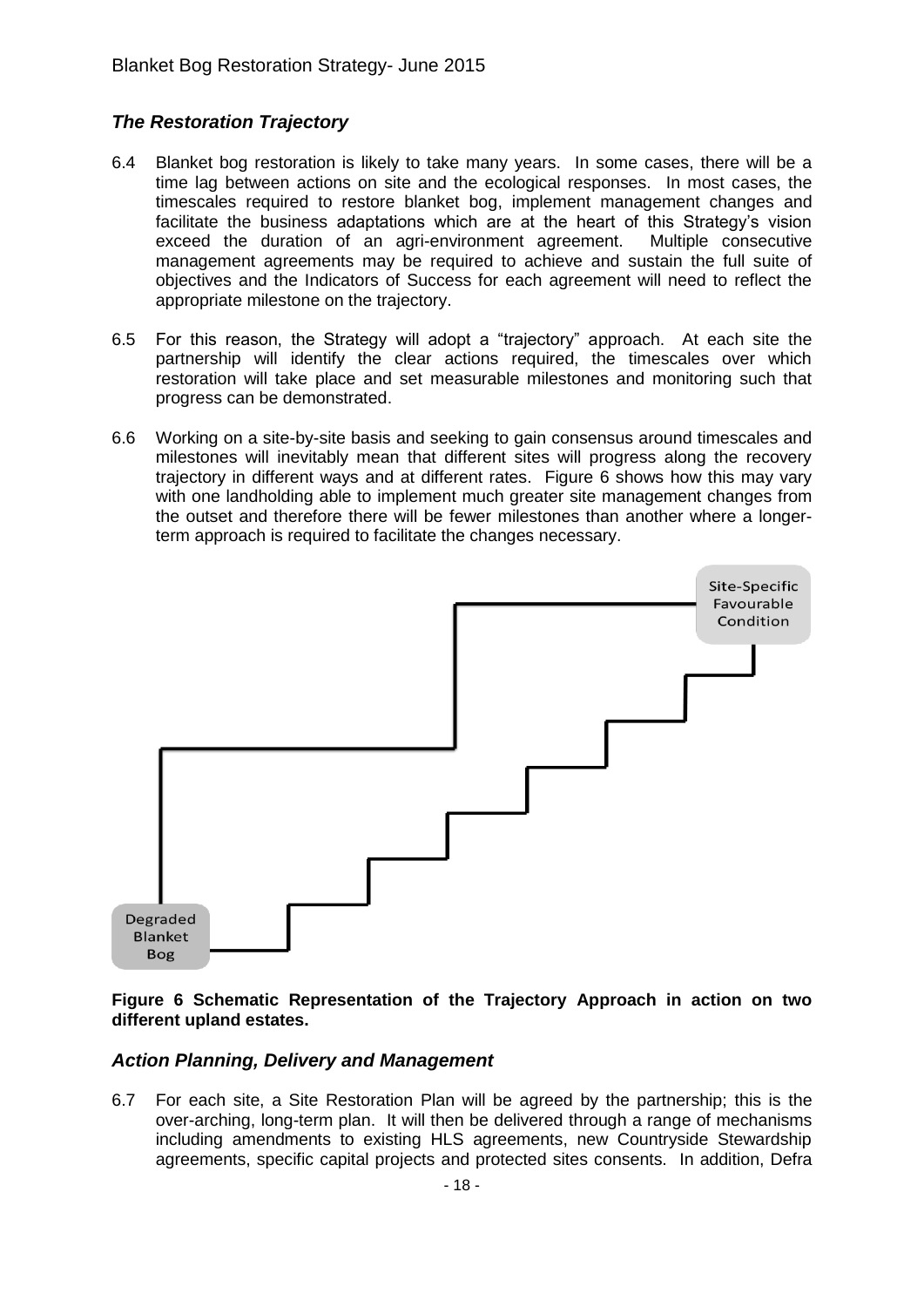## *The Restoration Trajectory*

6.4 Blanket bog restoration is likely to take many years. In some cases, there will be a time lag between actions on site and the ecological responses. In most cases, the timescales required to restore blanket bog, implement management changes and facilitate the business adaptations which are at the heart of this Strategy's vision exceed the duration of an agri-environment agreement. Multiple consecutive management agreements may be required to achieve and sustain the full suite of objectives and the Indicators of Success for each agreement will need to reflect the appropriate milestone on the trajectory.

6.5 For this reason, the Strategy will adopt a "trajectory" approach. At each site the partnership will identify the clear actions required, the timescales over which restoration will take place and set measurable milestones and monitoring such that progress can be demonstrated.

6.6 Working on a site-by-site basis and seeking to gain consensus around timescales and milestones will inevitably mean that different sites will progress along the recovery trajectory in different ways and at different rates. Figure 6 shows how this may vary with one landholding able to implement much greater site management changes from the outset and therefore there will be fewer milestones than another where a longer-term approach is required to facilitate the changes necessary.

Site-Specific Favourable Condition

Degraded Blanket Bog

**Figure 6 Schematic Representation of the Trajectory Approach in action on two different upland estates.**

## *Action Planning, Delivery and Management*

6.7 For each site, a Site Restoration Plan will be agreed by the partnership; this is the over-arching, long-term plan. It will then be delivered through a range of mechanisms including amendments to existing HLS agreements, new Countryside Stewardship agreements, specific capital projects and protected sites consents. In addition, Defra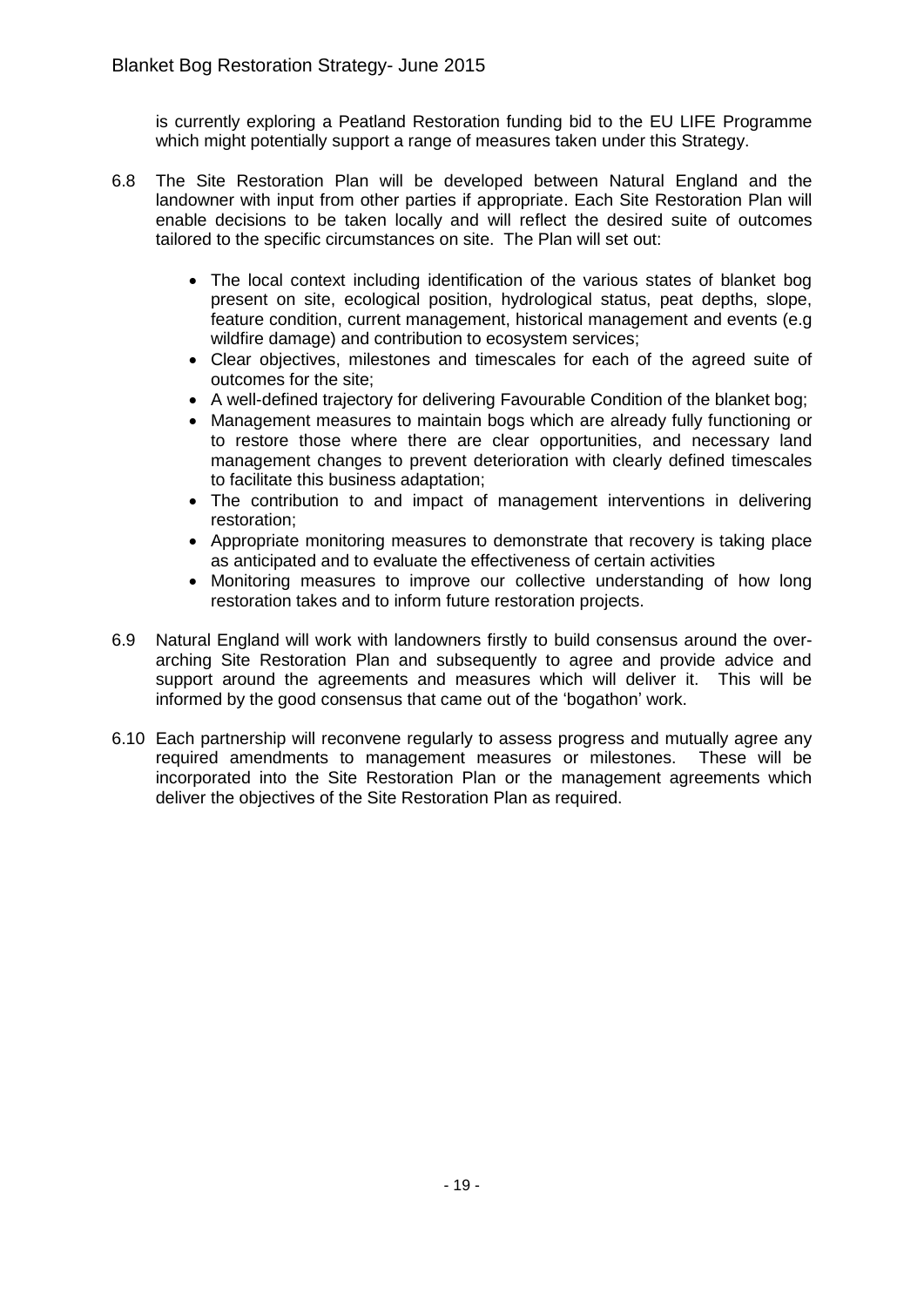is currently exploring a Peatland Restoration funding bid to the EU LIFE Programme which might potentially support a range of measures taken under this Strategy.

6.8 The Site Restoration Plan will be developed between Natural England and the landowner with input from other parties if appropriate. Each Site Restoration Plan will enable decisions to be taken locally and will reflect the desired suite of outcomes tailored to the specific circumstances on site. The Plan will set out:

- The local context including identification of the various states of blanket bog present on site, ecological position, hydrological status, peat depths, slope, feature condition, current management, historical management and events (e.g wildfire damage) and contribution to ecosystem services;
- Clear objectives, milestones and timescales for each of the agreed suite of outcomes for the site;
- A well-defined trajectory for delivering Favourable Condition of the blanket bog;
- Management measures to maintain bogs which are already fully functioning or to restore those where there are clear opportunities, and necessary land management changes to prevent deterioration with clearly defined timescales to facilitate this business adaptation;
- The contribution to and impact of management interventions in delivering restoration;
- Appropriate monitoring measures to demonstrate that recovery is taking place as anticipated and to evaluate the effectiveness of certain activities
- Monitoring measures to improve our collective understanding of how long restoration takes and to inform future restoration projects.

6.9 Natural England will work with landowners firstly to build consensus around the over-arching Site Restoration Plan and subsequently to agree and provide advice and support around the agreements and measures which will deliver it. This will be informed by the good consensus that came out of the 'bogathon' work.

6.10 Each partnership will reconvene regularly to assess progress and mutually agree any required amendments to management measures or milestones. These will be incorporated into the Site Restoration Plan or the management agreements which deliver the objectives of the Site Restoration Plan as required.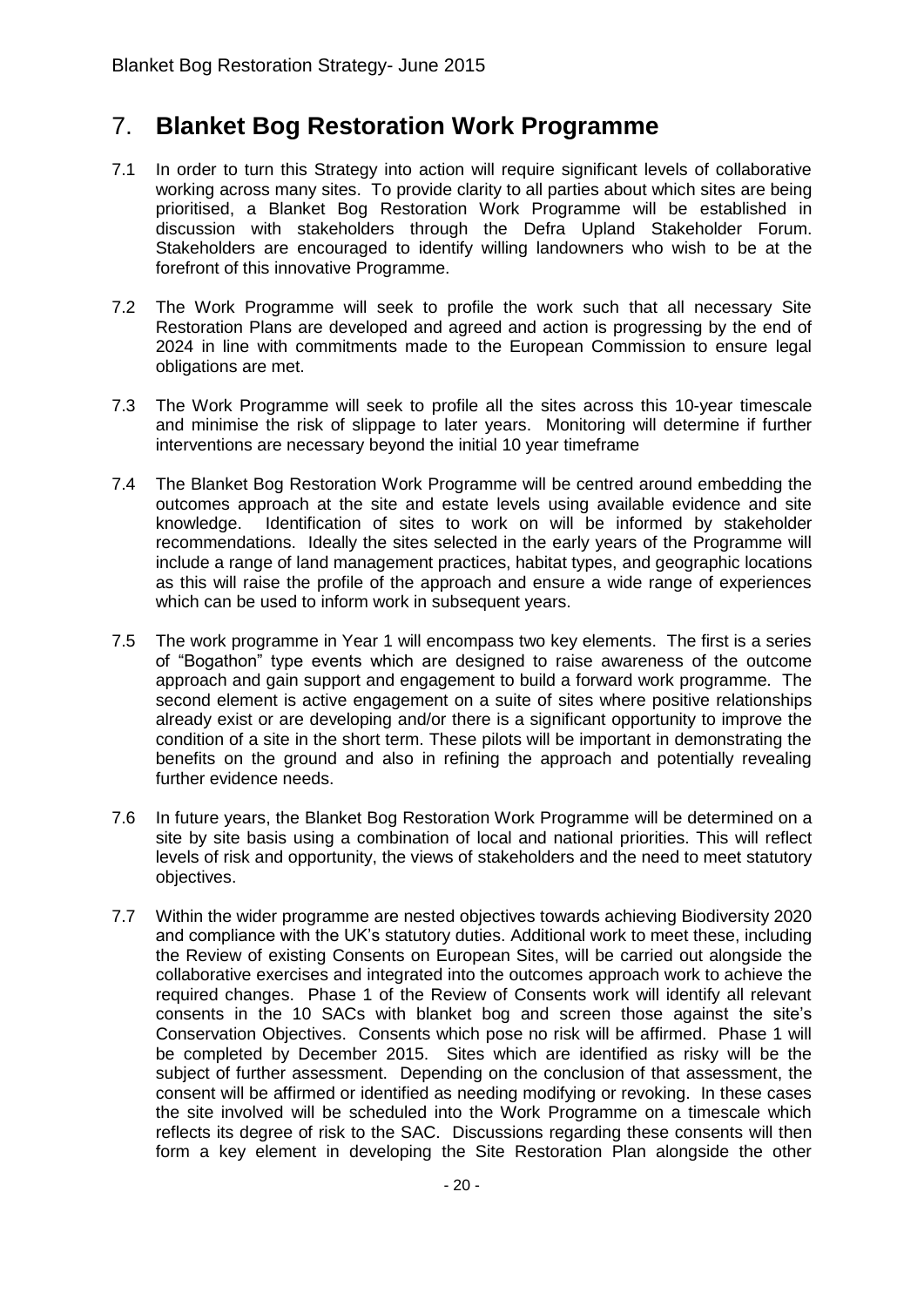# 7. Blanket Bog Restoration Work Programme

7.1 In order to turn this Strategy into action will require significant levels of collaborative working across many sites. To provide clarity to all parties about which sites are being prioritised, a Blanket Bog Restoration Work Programme will be established in discussion with stakeholders through the Defra Upland Stakeholder Forum. Stakeholders are encouraged to identify willing landowners who wish to be at the forefront of this innovative Programme.

7.2 The Work Programme will seek to profile the work such that all necessary Site Restoration Plans are developed and agreed and action is progressing by the end of 2024 in line with commitments made to the European Commission to ensure legal obligations are met.

7.3 The Work Programme will seek to profile all the sites across this 10-year timescale and minimise the risk of slippage to later years. Monitoring will determine if further interventions are necessary beyond the initial 10 year timeframe

7.4 The Blanket Bog Restoration Work Programme will be centred around embedding the outcomes approach at the site and estate levels using available evidence and site knowledge. Identification of sites to work on will be informed by stakeholder recommendations. Ideally the sites selected in the early years of the Programme will include a range of land management practices, habitat types, and geographic locations as this will raise the profile of the approach and ensure a wide range of experiences which can be used to inform work in subsequent years.

7.5 The work programme in Year 1 will encompass two key elements. The first is a series of "Bogathon" type events which are designed to raise awareness of the outcome approach and gain support and engagement to build a forward work programme. The second element is active engagement on a suite of sites where positive relationships already exist or are developing and/or there is a significant opportunity to improve the condition of a site in the short term. These pilots will be important in demonstrating the benefits on the ground and also in refining the approach and potentially revealing further evidence needs.

7.6 In future years, the Blanket Bog Restoration Work Programme will be determined on a site by site basis using a combination of local and national priorities. This will reflect levels of risk and opportunity, the views of stakeholders and the need to meet statutory objectives.

7.7 Within the wider programme are nested objectives towards achieving Biodiversity 2020 and compliance with the UK's statutory duties. Additional work to meet these, including the Review of existing Consents on European Sites, will be carried out alongside the collaborative exercises and integrated into the outcomes approach work to achieve the required changes. Phase 1 of the Review of Consents work will identify all relevant consents in the 10 SACs with blanket bog and screen those against the site's Conservation Objectives. Consents which pose no risk will be affirmed. Phase 1 will be completed by December 2015. Sites which are identified as risky will be the subject of further assessment. Depending on the conclusion of that assessment, the consent will be affirmed or identified as needing modifying or revoking. In these cases the site involved will be scheduled into the Work Programme on a timescale which reflects its degree of risk to the SAC. Discussions regarding these consents will then form a key element in developing the Site Restoration Plan alongside the other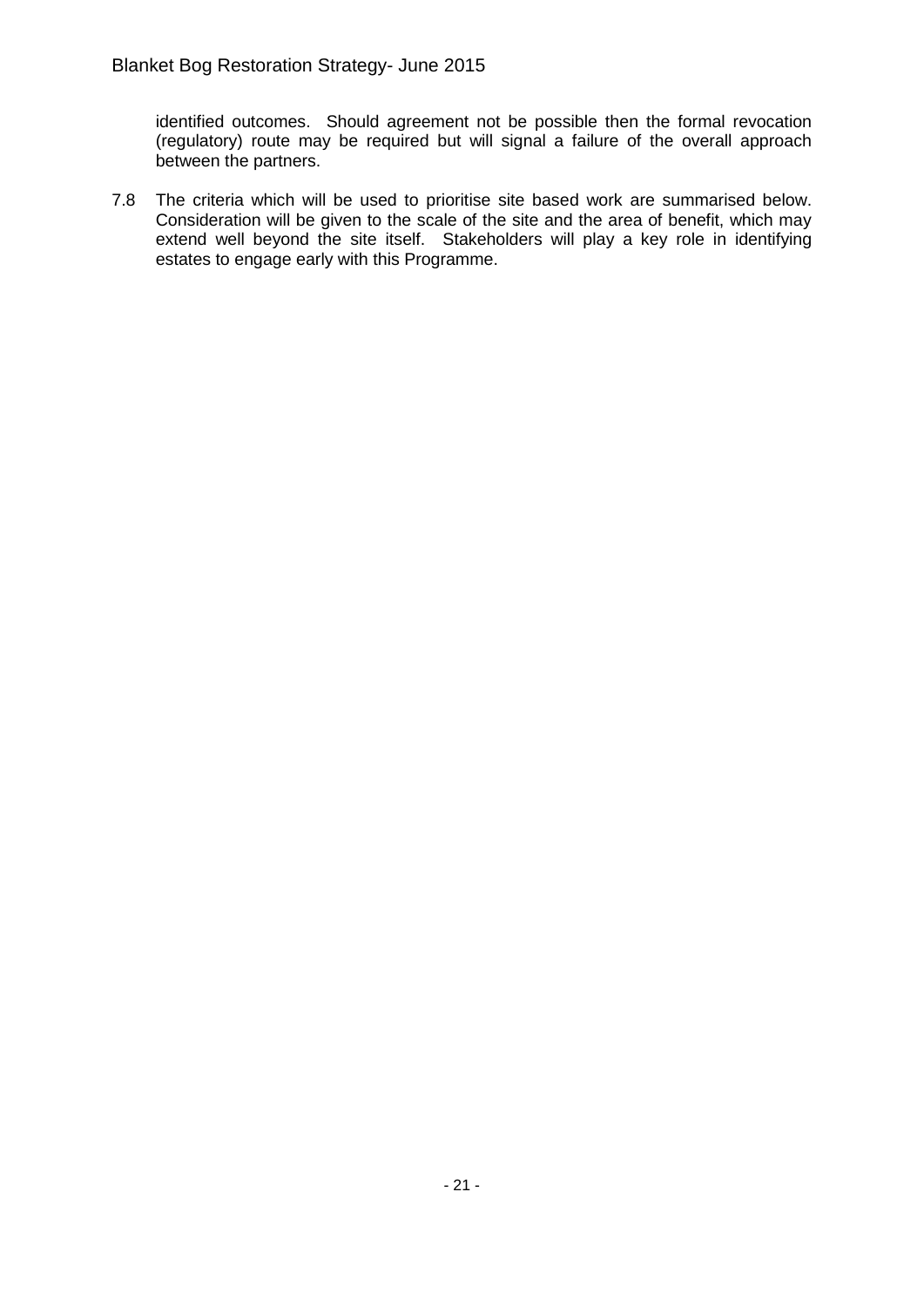identified outcomes. Should agreement not be possible then the formal revocation (regulatory) route may be required but will signal a failure of the overall approach between the partners.

7.8 The criteria which will be used to prioritise site based work are summarised below. Consideration will be given to the scale of the site and the area of benefit, which may extend well beyond the site itself. Stakeholders will play a key role in identifying estates to engage early with this Programme.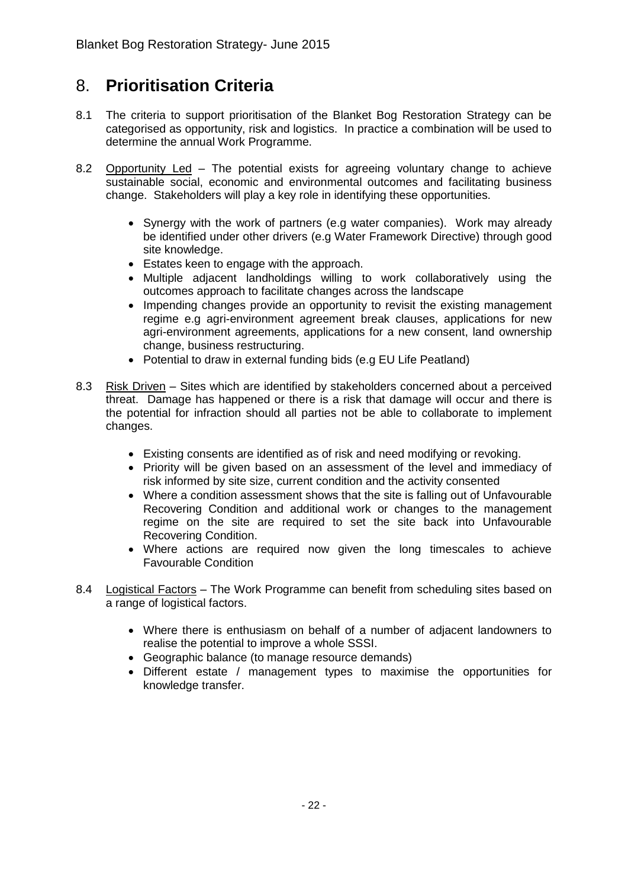# 8. **Prioritisation Criteria**

8.1 The criteria to support prioritisation of the Blanket Bog Restoration Strategy can be categorised as opportunity, risk and logistics. In practice a combination will be used to determine the annual Work Programme.

8.2 Opportunity Led – The potential exists for agreeing voluntary change to achieve sustainable social, economic and environmental outcomes and facilitating business change. Stakeholders will play a key role in identifying these opportunities.

- Synergy with the work of partners (e.g water companies). Work may already be identified under other drivers (e.g Water Framework Directive) through good site knowledge.
- Estates keen to engage with the approach.
- Multiple adjacent landholdings willing to work collaboratively using the outcomes approach to facilitate changes across the landscape
- Impending changes provide an opportunity to revisit the existing management regime e.g agri-environment agreement break clauses, applications for new agri-environment agreements, applications for a new consent, land ownership change, business restructuring.
- Potential to draw in external funding bids (e.g EU Life Peatland)

8.3 Risk Driven – Sites which are identified by stakeholders concerned about a perceived threat. Damage has happened or there is a risk that damage will occur and there is the potential for infraction should all parties not be able to collaborate to implement changes.

- Existing consents are identified as of risk and need modifying or revoking.
- Priority will be given based on an assessment of the level and immediacy of risk informed by site size, current condition and the activity consented
- Where a condition assessment shows that the site is falling out of Unfavourable Recovering Condition and additional work or changes to the management regime on the site are required to set the site back into Unfavourable Recovering Condition.
- Where actions are required now given the long timescales to achieve Favourable Condition

8.4 Logistical Factors – The Work Programme can benefit from scheduling sites based on a range of logistical factors.

- Where there is enthusiasm on behalf of a number of adjacent landowners to realise the potential to improve a whole SSSI.
- Geographic balance (to manage resource demands)
- Different estate / management types to maximise the opportunities for knowledge transfer.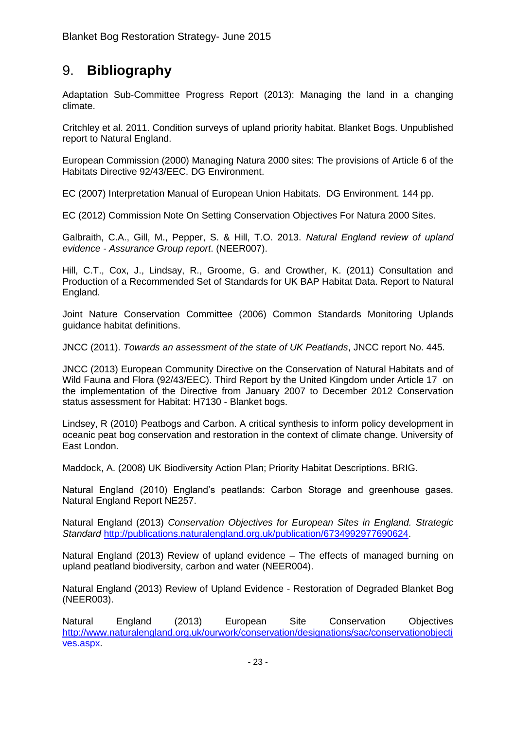# 9. **Bibliography**

Adaptation Sub-Committee Progress Report (2013): Managing the land in a changing climate.

Critchley et al. 2011. Condition surveys of upland priority habitat. Blanket Bogs. Unpublished report to Natural England.

European Commission (2000) Managing Natura 2000 sites: The provisions of Article 6 of the Habitats Directive 92/43/EEC. DG Environment.

EC (2007) Interpretation Manual of European Union Habitats. DG Environment. 144 pp.

EC (2012) Commission Note On Setting Conservation Objectives For Natura 2000 Sites.

Galbraith, C.A., Gill, M., Pepper, S. & Hill, T.O. 2013. *Natural England review of upland evidence - Assurance Group report*. (NEER007).

Hill, C.T., Cox, J., Lindsay, R., Groome, G. and Crowther, K. (2011) Consultation and Production of a Recommended Set of Standards for UK BAP Habitat Data. Report to Natural England.

Joint Nature Conservation Committee (2006) Common Standards Monitoring Uplands guidance habitat definitions.

JNCC (2011). *Towards an assessment of the state of UK Peatlands*, JNCC report No. 445.

JNCC (2013) European Community Directive on the Conservation of Natural Habitats and of Wild Fauna and Flora (92/43/EEC). Third Report by the United Kingdom under Article 17 on the implementation of the Directive from January 2007 to December 2012 Conservation status assessment for Habitat: H7130 - Blanket bogs.

Lindsey, R (2010) Peatbogs and Carbon. A critical synthesis to inform policy development in oceanic peat bog conservation and restoration in the context of climate change. University of East London.

Maddock, A. (2008) UK Biodiversity Action Plan; Priority Habitat Descriptions. BRIG.

Natural England (2010) England's peatlands: Carbon Storage and greenhouse gases. Natural England Report NE257.

Natural England (2013) *Conservation Objectives for European Sites in England. Strategic Standard* http://publications.naturalengland.org.uk/publication/6734992977690624.

Natural England (2013) Review of upland evidence – The effects of managed burning on upland peatland biodiversity, carbon and water (NEER004).

Natural England (2013) Review of Upland Evidence - Restoration of Degraded Blanket Bog (NEER003).

Natural England (2013) European Site Conservation Objectives http://www.naturalengland.org.uk/ourwork/conservation/designations/sac/conservationobjectives.aspx.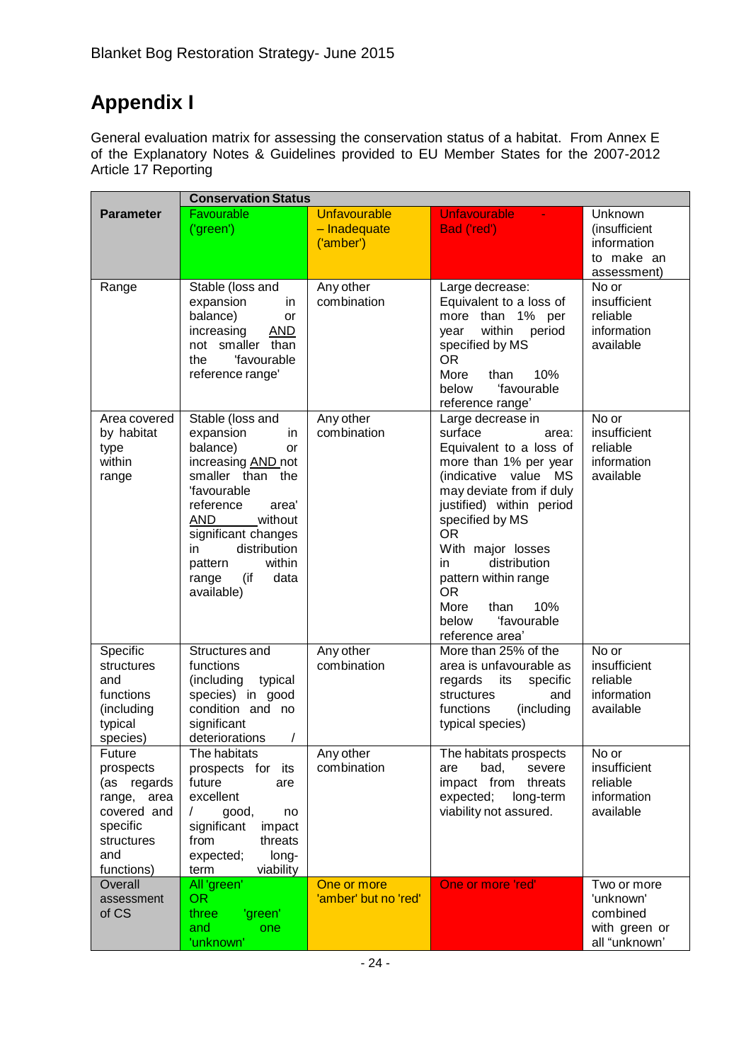# Appendix I

General evaluation matrix for assessing the conservation status of a habitat. From Annex E of the Explanatory Notes & Guidelines provided to EU Member States for the 2007-2012 Article 17 Reporting

| | Conservation Status | | | |
|---|---|---|---|---|
| **Parameter** | Favourable ('green') | Unfavourable – Inadequate ('amber') | Unfavourable - Bad ('red') | Unknown (insufficient information to make an assessment) |
| Range | Stable (loss and expansion in balance) or increasing AND not smaller than the 'favourable reference range' | Any other combination | Large decrease: Equivalent to a loss of more than 1% per year within period specified by MS OR More than 10% below 'favourable reference range' | No or insufficient reliable information available |
| Area covered by habitat type within range | Stable (loss and expansion in balance) or increasing AND not smaller than the 'favourable reference area' AND without significant changes in distribution pattern within range (if data available) | Any other combination | Large decrease in surface area: Equivalent to a loss of more than 1% per year (indicative value MS may deviate from if duly justified) within period specified by MS OR With major losses in distribution pattern within range OR More than 10% below 'favourable reference area' | No or insufficient reliable information available |
| Specific structures and functions (including typical species) | Structures and functions (including typical species) in good condition and no significant deteriorations / | Any other combination | More than 25% of the area is unfavourable as regards its specific structures and functions (including typical species) | No or insufficient reliable information available |
| Future prospects (as regards range, area covered and specific structures and functions) | The habitats prospects for its future are excellent / good, no significant impact from threats expected; long-term viability | Any other combination | The habitats prospects are bad, severe impact from threats expected; long-term viability not assured. | No or insufficient reliable information available |
| Overall assessment of CS | All 'green' OR three 'green' and one 'unknown' | One or more 'amber' but no 'red' | One or more 'red' | Two or more 'unknown' combined with green or all "unknown' |